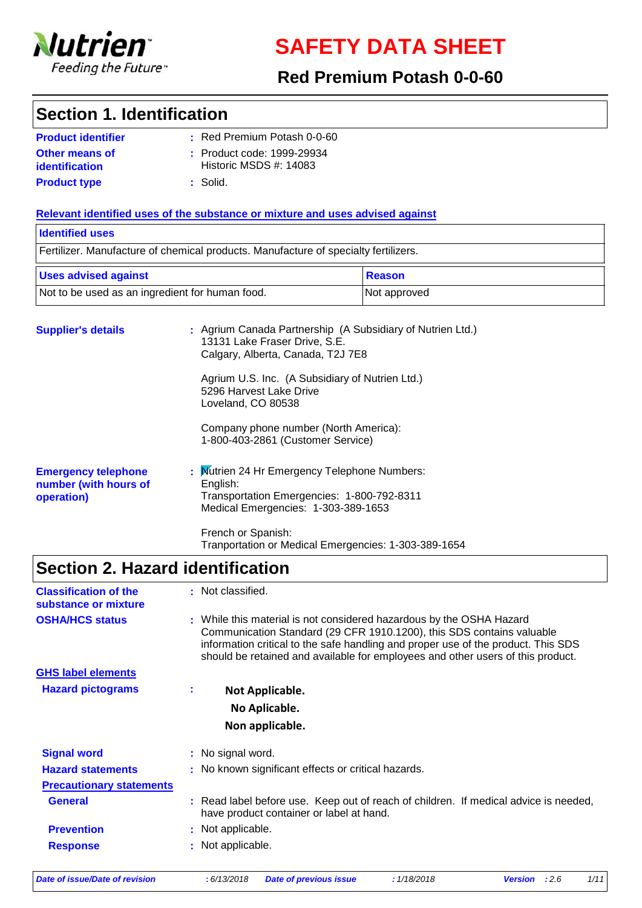# SAFETY DATA SHEET

## Red Premium Potash 0-0-60

## Section 1. Identification

**Product identifier** : Red Premium Potash 0-0-60

**Other means of identification** : Product code: 1999-29934
Historic MSDS #: 14083

**Product type** : Solid.

**Relevant identified uses of the substance or mixture and uses advised against**

| Identified uses | |
|---|---|
| Fertilizer. Manufacture of chemical products. Manufacture of specialty fertilizers. | |

| Uses advised against | Reason |
|---|---|
| Not to be used as an ingredient for human food. | Not approved |

**Supplier's details** : Agrium Canada Partnership (A Subsidiary of Nutrien Ltd.)
13131 Lake Fraser Drive, S.E.
Calgary, Alberta, Canada, T2J 7E8

Agrium U.S. Inc. (A Subsidiary of Nutrien Ltd.)
5296 Harvest Lake Drive
Loveland, CO 80538

Company phone number (North America):
1-800-403-2861 (Customer Service)

**Emergency telephone number (with hours of operation)** : Nutrien 24 Hr Emergency Telephone Numbers:
English:
Transportation Emergencies: 1-800-792-8311
Medical Emergencies: 1-303-389-1653

French or Spanish:
Tranportation or Medical Emergencies: 1-303-389-1654

## Section 2. Hazard identification

**Classification of the substance or mixture** : Not classified.

**OSHA/HCS status** : While this material is not considered hazardous by the OSHA Hazard Communication Standard (29 CFR 1910.1200), this SDS contains valuable information critical to the safe handling and proper use of the product. This SDS should be retained and available for employees and other users of this product.

**GHS label elements**

**Hazard pictograms** :

**Not Applicable.**
**No Aplicable.**
**Non applicable.**

**Signal word** : No signal word.

**Hazard statements** : No known significant effects or critical hazards.

**Precautionary statements**

**General** : Read label before use. Keep out of reach of children. If medical advice is needed, have product container or label at hand.

**Prevention** : Not applicable.

**Response** : Not applicable.

*Date of issue/Date of revision* : 6/13/2018 *Date of previous issue* : 1/18/2018 *Version* : 2.6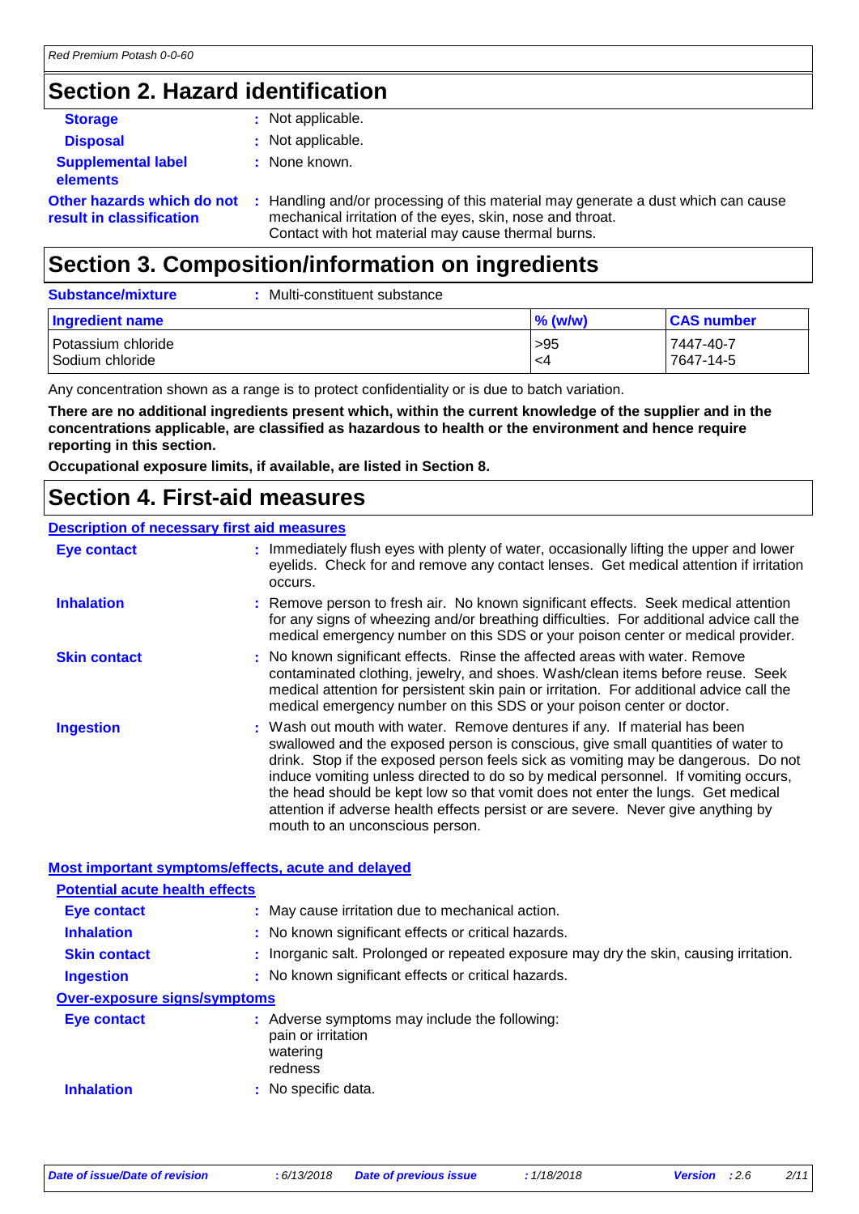## Section 2. Hazard identification

**Storage** : Not applicable.

**Disposal** : Not applicable.

**Supplemental label elements** : None known.

**Other hazards which do not result in classification** : Handling and/or processing of this material may generate a dust which can cause mechanical irritation of the eyes, skin, nose and throat.
Contact with hot material may cause thermal burns.

## Section 3. Composition/information on ingredients

**Substance/mixture** : Multi-constituent substance

| Ingredient name | % (w/w) | CAS number |
|---|---|---|
| Potassium chloride | >95 | 7447-40-7 |
| Sodium chloride | <4 | 7647-14-5 |

Any concentration shown as a range is to protect confidentiality or is due to batch variation.

**There are no additional ingredients present which, within the current knowledge of the supplier and in the concentrations applicable, are classified as hazardous to health or the environment and hence require reporting in this section.**

**Occupational exposure limits, if available, are listed in Section 8.**

## Section 4. First-aid measures

### Description of necessary first aid measures

**Eye contact** : Immediately flush eyes with plenty of water, occasionally lifting the upper and lower eyelids. Check for and remove any contact lenses. Get medical attention if irritation occurs.

**Inhalation** : Remove person to fresh air. No known significant effects. Seek medical attention for any signs of wheezing and/or breathing difficulties. For additional advice call the medical emergency number on this SDS or your poison center or medical provider.

**Skin contact** : No known significant effects. Rinse the affected areas with water. Remove contaminated clothing, jewelry, and shoes. Wash/clean items before reuse. Seek medical attention for persistent skin pain or irritation. For additional advice call the medical emergency number on this SDS or your poison center or doctor.

**Ingestion** : Wash out mouth with water. Remove dentures if any. If material has been swallowed and the exposed person is conscious, give small quantities of water to drink. Stop if the exposed person feels sick as vomiting may be dangerous. Do not induce vomiting unless directed to do so by medical personnel. If vomiting occurs, the head should be kept low so that vomit does not enter the lungs. Get medical attention if adverse health effects persist or are severe. Never give anything by mouth to an unconscious person.

### Most important symptoms/effects, acute and delayed

#### Potential acute health effects

**Eye contact** : May cause irritation due to mechanical action.

**Inhalation** : No known significant effects or critical hazards.

**Skin contact** : Inorganic salt. Prolonged or repeated exposure may dry the skin, causing irritation.

**Ingestion** : No known significant effects or critical hazards.

#### Over-exposure signs/symptoms

**Eye contact** : Adverse symptoms may include the following:
pain or irritation
watering
redness

**Inhalation** : No specific data.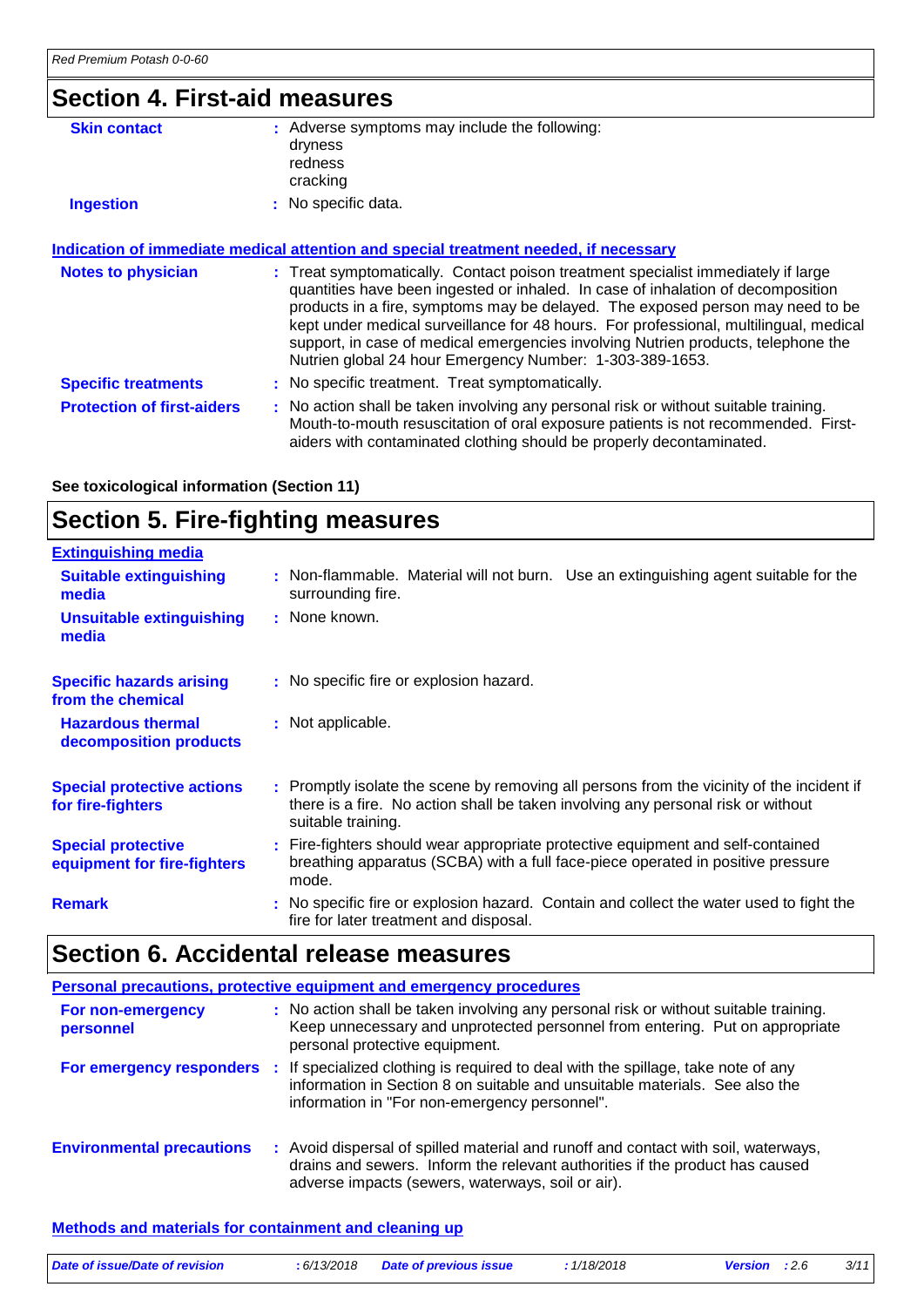## Section 4. First-aid measures

| | |
|---|---|
| **Skin contact** | : Adverse symptoms may include the following:<br>dryness<br>redness<br>cracking |
| **Ingestion** | : No specific data. |

**Indication of immediate medical attention and special treatment needed, if necessary**

| | |
|---|---|
| **Notes to physician** | : Treat symptomatically. Contact poison treatment specialist immediately if large quantities have been ingested or inhaled. In case of inhalation of decomposition products in a fire, symptoms may be delayed. The exposed person may need to be kept under medical surveillance for 48 hours. For professional, multilingual, medical support, in case of medical emergencies involving Nutrien products, telephone the Nutrien global 24 hour Emergency Number: 1-303-389-1653. |
| **Specific treatments** | : No specific treatment. Treat symptomatically. |
| **Protection of first-aiders** | : No action shall be taken involving any personal risk or without suitable training. Mouth-to-mouth resuscitation of oral exposure patients is not recommended. First-aiders with contaminated clothing should be properly decontaminated. |

**See toxicological information (Section 11)**

## Section 5. Fire-fighting measures

**Extinguishing media**

| | |
|---|---|
| **Suitable extinguishing media** | : Non-flammable. Material will not burn. Use an extinguishing agent suitable for the surrounding fire. |
| **Unsuitable extinguishing media** | : None known. |
| **Specific hazards arising from the chemical** | : No specific fire or explosion hazard. |
| **Hazardous thermal decomposition products** | : Not applicable. |
| **Special protective actions for fire-fighters** | : Promptly isolate the scene by removing all persons from the vicinity of the incident if there is a fire. No action shall be taken involving any personal risk or without suitable training. |
| **Special protective equipment for fire-fighters** | : Fire-fighters should wear appropriate protective equipment and self-contained breathing apparatus (SCBA) with a full face-piece operated in positive pressure mode. |
| **Remark** | : No specific fire or explosion hazard. Contain and collect the water used to fight the fire for later treatment and disposal. |

## Section 6. Accidental release measures

**Personal precautions, protective equipment and emergency procedures**

| | |
|---|---|
| **For non-emergency personnel** | : No action shall be taken involving any personal risk or without suitable training. Keep unnecessary and unprotected personnel from entering. Put on appropriate personal protective equipment. |
| **For emergency responders** | : If specialized clothing is required to deal with the spillage, take note of any information in Section 8 on suitable and unsuitable materials. See also the information in "For non-emergency personnel". |
| **Environmental precautions** | : Avoid dispersal of spilled material and runoff and contact with soil, waterways, drains and sewers. Inform the relevant authorities if the product has caused adverse impacts (sewers, waterways, soil or air). |

**Methods and materials for containment and cleaning up**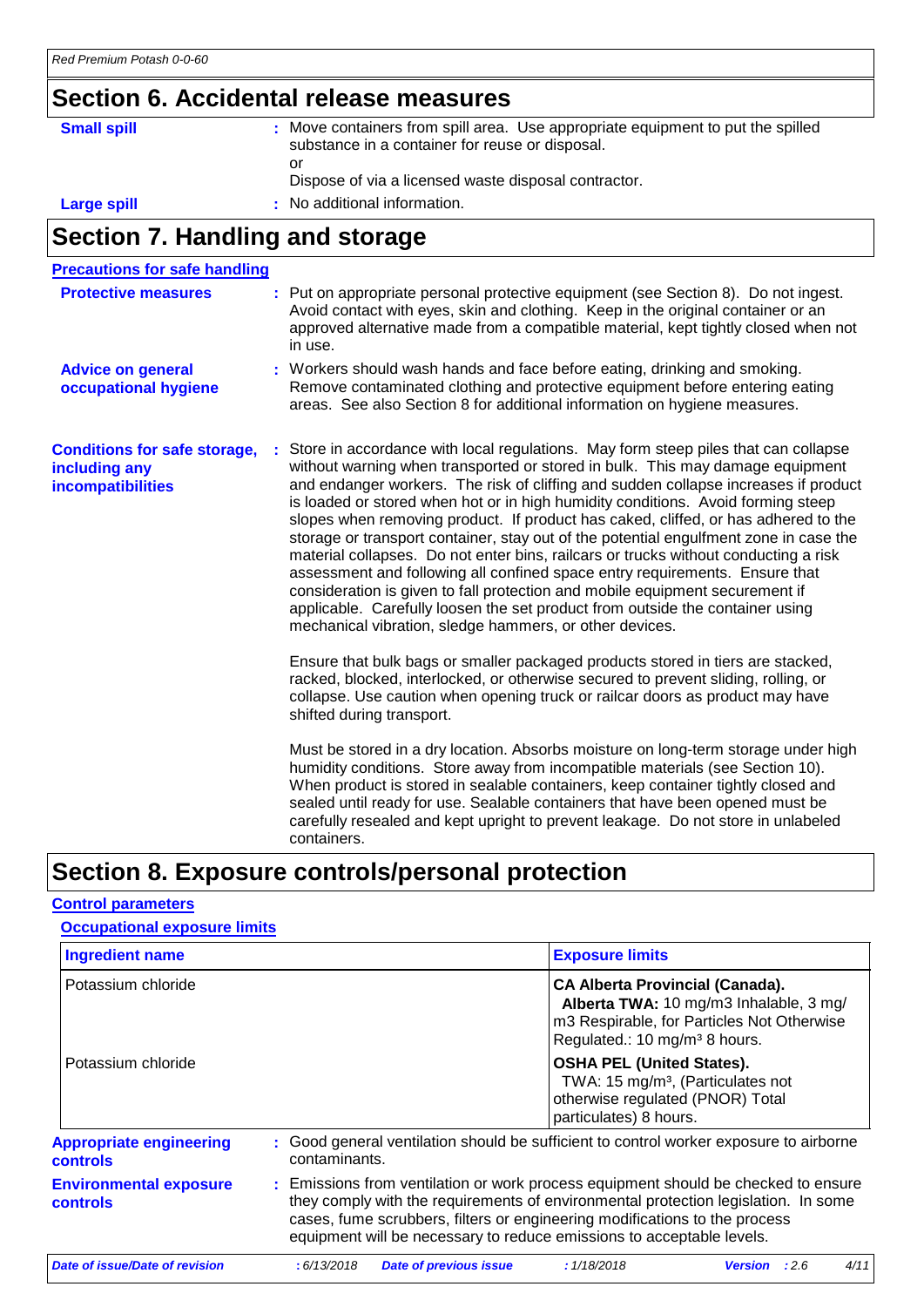## Section 6. Accidental release measures

**Small spill** : Move containers from spill area. Use appropriate equipment to put the spilled substance in a container for reuse or disposal.
or
Dispose of via a licensed waste disposal contractor.

**Large spill** : No additional information.

## Section 7. Handling and storage

**Precautions for safe handling**

**Protective measures** : Put on appropriate personal protective equipment (see Section 8). Do not ingest. Avoid contact with eyes, skin and clothing. Keep in the original container or an approved alternative made from a compatible material, kept tightly closed when not in use.

**Advice on general occupational hygiene** : Workers should wash hands and face before eating, drinking and smoking. Remove contaminated clothing and protective equipment before entering eating areas. See also Section 8 for additional information on hygiene measures.

**Conditions for safe storage, including any incompatibilities** : Store in accordance with local regulations. May form steep piles that can collapse without warning when transported or stored in bulk. This may damage equipment and endanger workers. The risk of cliffing and sudden collapse increases if product is loaded or stored when hot or in high humidity conditions. Avoid forming steep slopes when removing product. If product has caked, cliffed, or has adhered to the storage or transport container, stay out of the potential engulfment zone in case the material collapses. Do not enter bins, railcars or trucks without conducting a risk assessment and following all confined space entry requirements. Ensure that consideration is given to fall protection and mobile equipment securement if applicable. Carefully loosen the set product from outside the container using mechanical vibration, sledge hammers, or other devices.

Ensure that bulk bags or smaller packaged products stored in tiers are stacked, racked, blocked, interlocked, or otherwise secured to prevent sliding, rolling, or collapse. Use caution when opening truck or railcar doors as product may have shifted during transport.

Must be stored in a dry location. Absorbs moisture on long-term storage under high humidity conditions. Store away from incompatible materials (see Section 10). When product is stored in sealable containers, keep container tightly closed and sealed until ready for use. Sealable containers that have been opened must be carefully resealed and kept upright to prevent leakage. Do not store in unlabeled containers.

## Section 8. Exposure controls/personal protection

**Control parameters**

**Occupational exposure limits**

| Ingredient name | Exposure limits |
|---|---|
| Potassium chloride | **CA Alberta Provincial (Canada).** **Alberta TWA:** 10 mg/m3 Inhalable, 3 mg/m3 Respirable, for Particles Not Otherwise Regulated.: 10 mg/m³ 8 hours. |
| Potassium chloride | **OSHA PEL (United States).** TWA: 15 mg/m³, (Particulates not otherwise regulated (PNOR) Total particulates) 8 hours. |

**Appropriate engineering controls** : Good general ventilation should be sufficient to control worker exposure to airborne contaminants.

**Environmental exposure controls** : Emissions from ventilation or work process equipment should be checked to ensure they comply with the requirements of environmental protection legislation. In some cases, fume scrubbers, filters or engineering modifications to the process equipment will be necessary to reduce emissions to acceptable levels.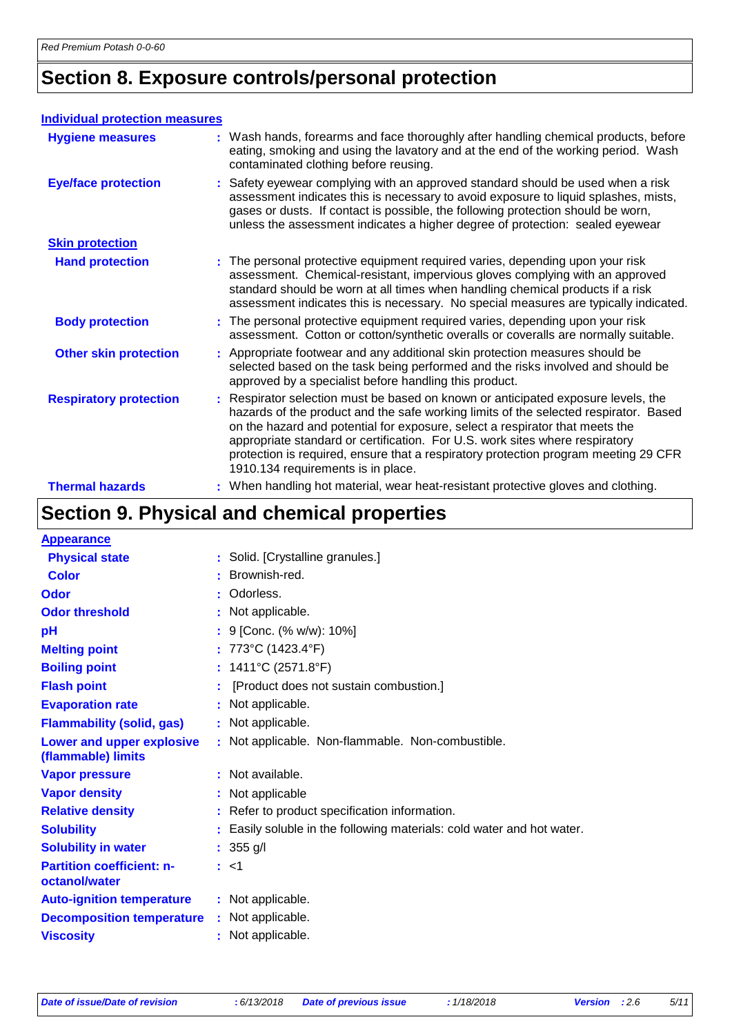# Section 8. Exposure controls/personal protection

**Individual protection measures**

| | |
|---|---|
| **Hygiene measures** | : Wash hands, forearms and face thoroughly after handling chemical products, before eating, smoking and using the lavatory and at the end of the working period. Wash contaminated clothing before reusing. |
| **Eye/face protection** | : Safety eyewear complying with an approved standard should be used when a risk assessment indicates this is necessary to avoid exposure to liquid splashes, mists, gases or dusts. If contact is possible, the following protection should be worn, unless the assessment indicates a higher degree of protection: sealed eyewear |
| **Skin protection** | |
| **Hand protection** | : The personal protective equipment required varies, depending upon your risk assessment. Chemical-resistant, impervious gloves complying with an approved standard should be worn at all times when handling chemical products if a risk assessment indicates this is necessary. No special measures are typically indicated. |
| **Body protection** | : The personal protective equipment required varies, depending upon your risk assessment. Cotton or cotton/synthetic overalls or coveralls are normally suitable. |
| **Other skin protection** | : Appropriate footwear and any additional skin protection measures should be selected based on the task being performed and the risks involved and should be approved by a specialist before handling this product. |
| **Respiratory protection** | : Respirator selection must be based on known or anticipated exposure levels, the hazards of the product and the safe working limits of the selected respirator. Based on the hazard and potential for exposure, select a respirator that meets the appropriate standard or certification. For U.S. work sites where respiratory protection is required, ensure that a respiratory protection program meeting 29 CFR 1910.134 requirements is in place. |
| **Thermal hazards** | : When handling hot material, wear heat-resistant protective gloves and clothing. |

# Section 9. Physical and chemical properties

**Appearance**

| | |
|---|---|
| **Physical state** | : Solid. [Crystalline granules.] |
| **Color** | : Brownish-red. |
| **Odor** | : Odorless. |
| **Odor threshold** | : Not applicable. |
| **pH** | : 9 [Conc. (% w/w): 10%] |
| **Melting point** | : 773°C (1423.4°F) |
| **Boiling point** | : 1411°C (2571.8°F) |
| **Flash point** | : [Product does not sustain combustion.] |
| **Evaporation rate** | : Not applicable. |
| **Flammability (solid, gas)** | : Not applicable. |
| **Lower and upper explosive (flammable) limits** | : Not applicable. Non-flammable. Non-combustible. |
| **Vapor pressure** | : Not available. |
| **Vapor density** | : Not applicable |
| **Relative density** | : Refer to product specification information. |
| **Solubility** | : Easily soluble in the following materials: cold water and hot water. |
| **Solubility in water** | : 355 g/l |
| **Partition coefficient: n-octanol/water** | : <1 |
| **Auto-ignition temperature** | : Not applicable. |
| **Decomposition temperature** | : Not applicable. |
| **Viscosity** | : Not applicable. |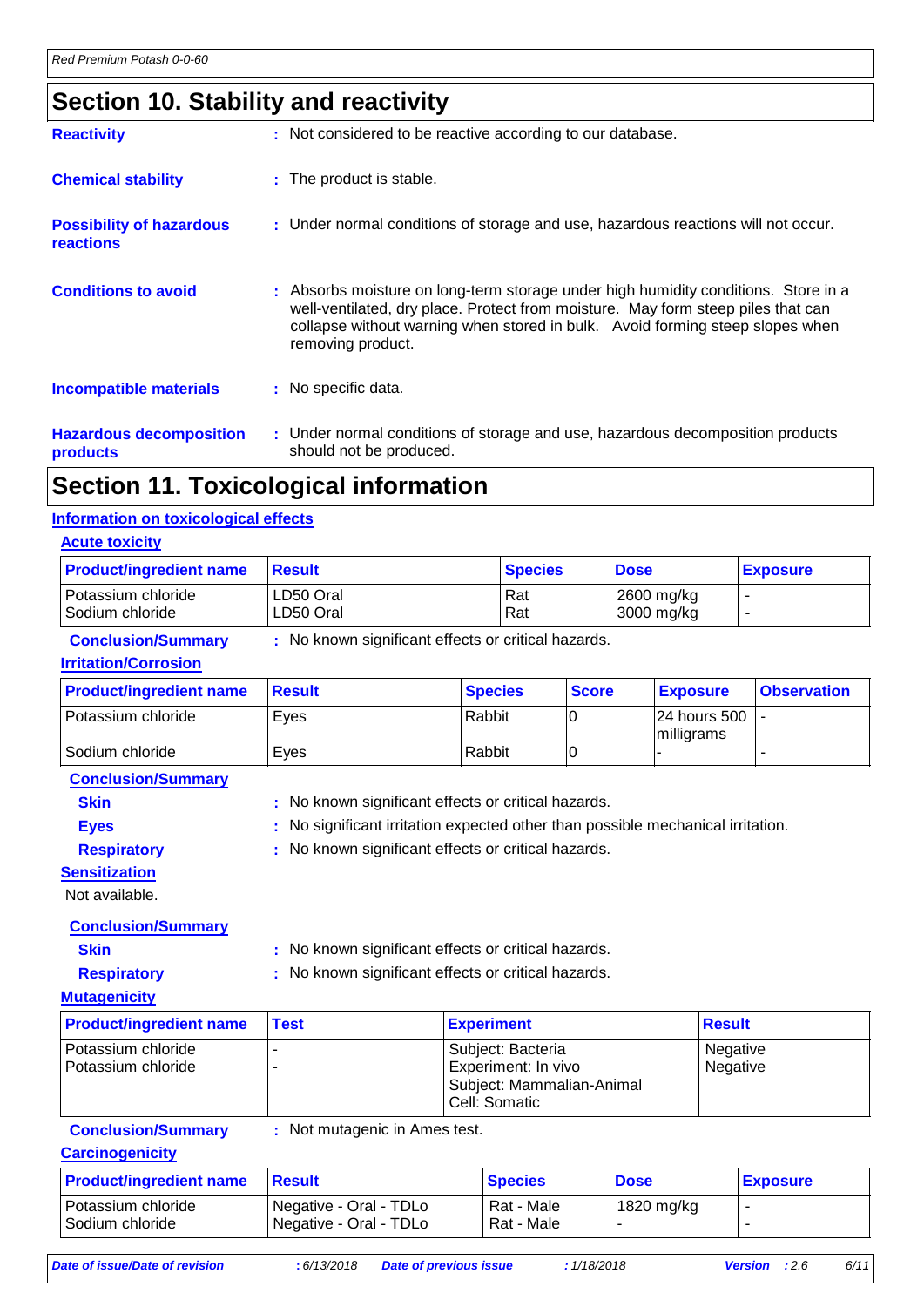## Section 10. Stability and reactivity

**Reactivity** : Not considered to be reactive according to our database.

**Chemical stability** : The product is stable.

**Possibility of hazardous reactions** : Under normal conditions of storage and use, hazardous reactions will not occur.

**Conditions to avoid** : Absorbs moisture on long-term storage under high humidity conditions. Store in a well-ventilated, dry place. Protect from moisture. May form steep piles that can collapse without warning when stored in bulk. Avoid forming steep slopes when removing product.

**Incompatible materials** : No specific data.

**Hazardous decomposition products** : Under normal conditions of storage and use, hazardous decomposition products should not be produced.

## Section 11. Toxicological information

### Information on toxicological effects

#### Acute toxicity

| Product/ingredient name | Result | Species | Dose | Exposure |
|---|---|---|---|---|
| Potassium chloride | LD50 Oral | Rat | 2600 mg/kg | - |
| Sodium chloride | LD50 Oral | Rat | 3000 mg/kg | - |

**Conclusion/Summary** : No known significant effects or critical hazards.

#### Irritation/Corrosion

| Product/ingredient name | Result | Species | Score | Exposure | Observation |
|---|---|---|---|---|---|
| Potassium chloride | Eyes | Rabbit | 0 | 24 hours 500 milligrams | - |
| Sodium chloride | Eyes | Rabbit | 0 | - | - |

**Conclusion/Summary**

**Skin** : No known significant effects or critical hazards.

**Eyes** : No significant irritation expected other than possible mechanical irritation.

**Respiratory** : No known significant effects or critical hazards.

#### Sensitization

Not available.

**Conclusion/Summary**

**Skin** : No known significant effects or critical hazards.

**Respiratory** : No known significant effects or critical hazards.

#### Mutagenicity

| Product/ingredient name | Test | Experiment | Result |
|---|---|---|---|
| Potassium chloride | - | Subject: Bacteria | Negative |
| Potassium chloride | - | Experiment: In vivo Subject: Mammalian-Animal Cell: Somatic | Negative |

**Conclusion/Summary** : Not mutagenic in Ames test.

#### Carcinogenicity

| Product/ingredient name | Result | Species | Dose | Exposure |
|---|---|---|---|---|
| Potassium chloride | Negative - Oral - TDLo | Rat - Male | 1820 mg/kg | - |
| Sodium chloride | Negative - Oral - TDLo | Rat - Male | - | - |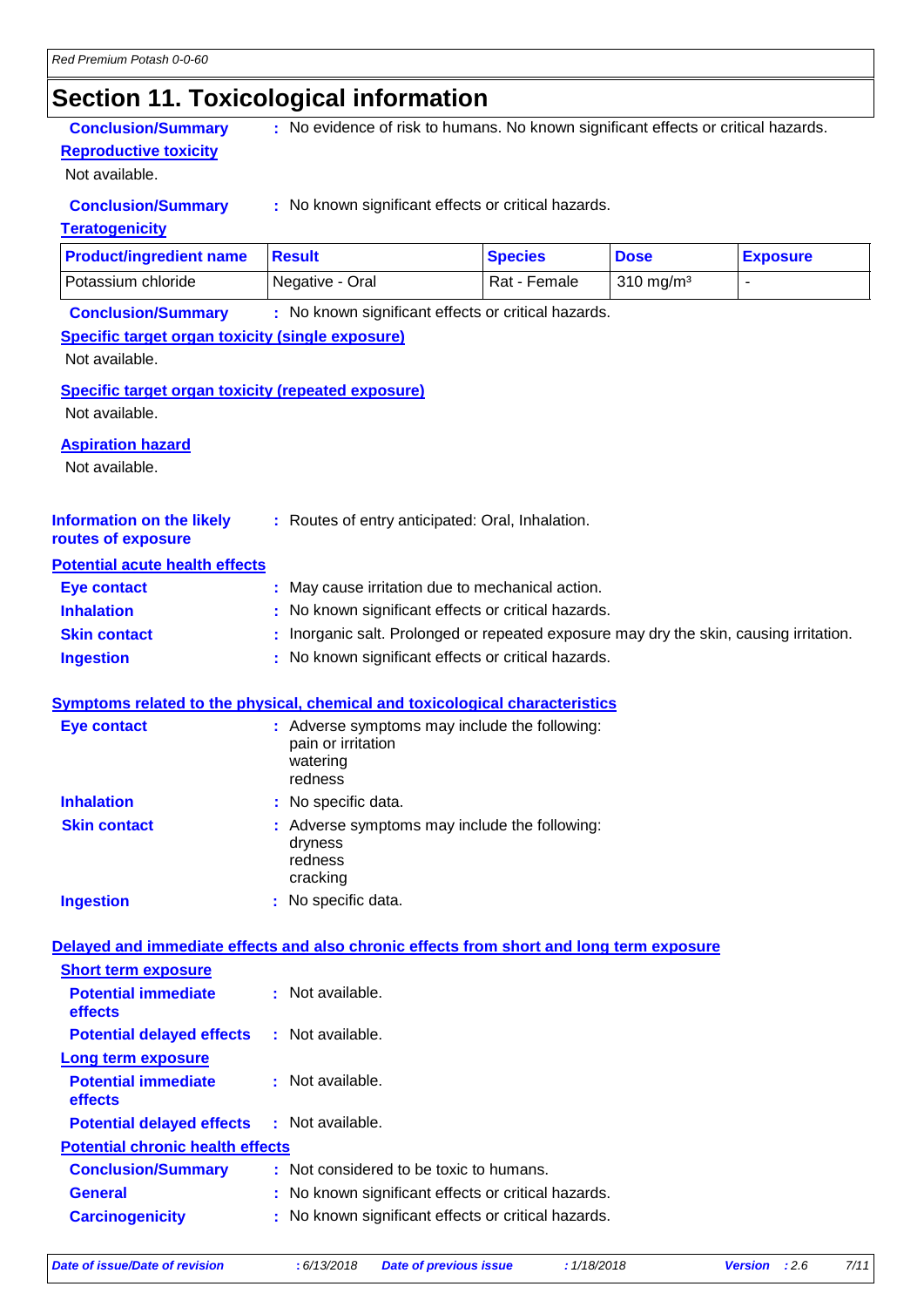## Section 11. Toxicological information

**Conclusion/Summary** : No evidence of risk to humans. No known significant effects or critical hazards.

**Reproductive toxicity**

Not available.

**Conclusion/Summary** : No known significant effects or critical hazards.

**Teratogenicity**

| Product/ingredient name | Result | Species | Dose | Exposure |
|---|---|---|---|---|
| Potassium chloride | Negative - Oral | Rat - Female | 310 mg/m³ | - |

**Conclusion/Summary** : No known significant effects or critical hazards.

**Specific target organ toxicity (single exposure)**

Not available.

**Specific target organ toxicity (repeated exposure)**

Not available.

**Aspiration hazard**

Not available.

**Information on the likely routes of exposure** : Routes of entry anticipated: Oral, Inhalation.

**Potential acute health effects**

**Eye contact** : May cause irritation due to mechanical action.

**Inhalation** : No known significant effects or critical hazards.

**Skin contact** : Inorganic salt. Prolonged or repeated exposure may dry the skin, causing irritation.

**Ingestion** : No known significant effects or critical hazards.

**Symptoms related to the physical, chemical and toxicological characteristics**

**Eye contact** : Adverse symptoms may include the following:
pain or irritation
watering
redness

**Inhalation** : No specific data.

**Skin contact** : Adverse symptoms may include the following:
dryness
redness
cracking

**Ingestion** : No specific data.

**Delayed and immediate effects and also chronic effects from short and long term exposure**

**Short term exposure**

**Potential immediate effects** : Not available.

**Potential delayed effects** : Not available.

**Long term exposure**

**Potential immediate effects** : Not available.

**Potential delayed effects** : Not available.

**Potential chronic health effects**

**Conclusion/Summary** : Not considered to be toxic to humans.

**General** : No known significant effects or critical hazards.

**Carcinogenicity** : No known significant effects or critical hazards.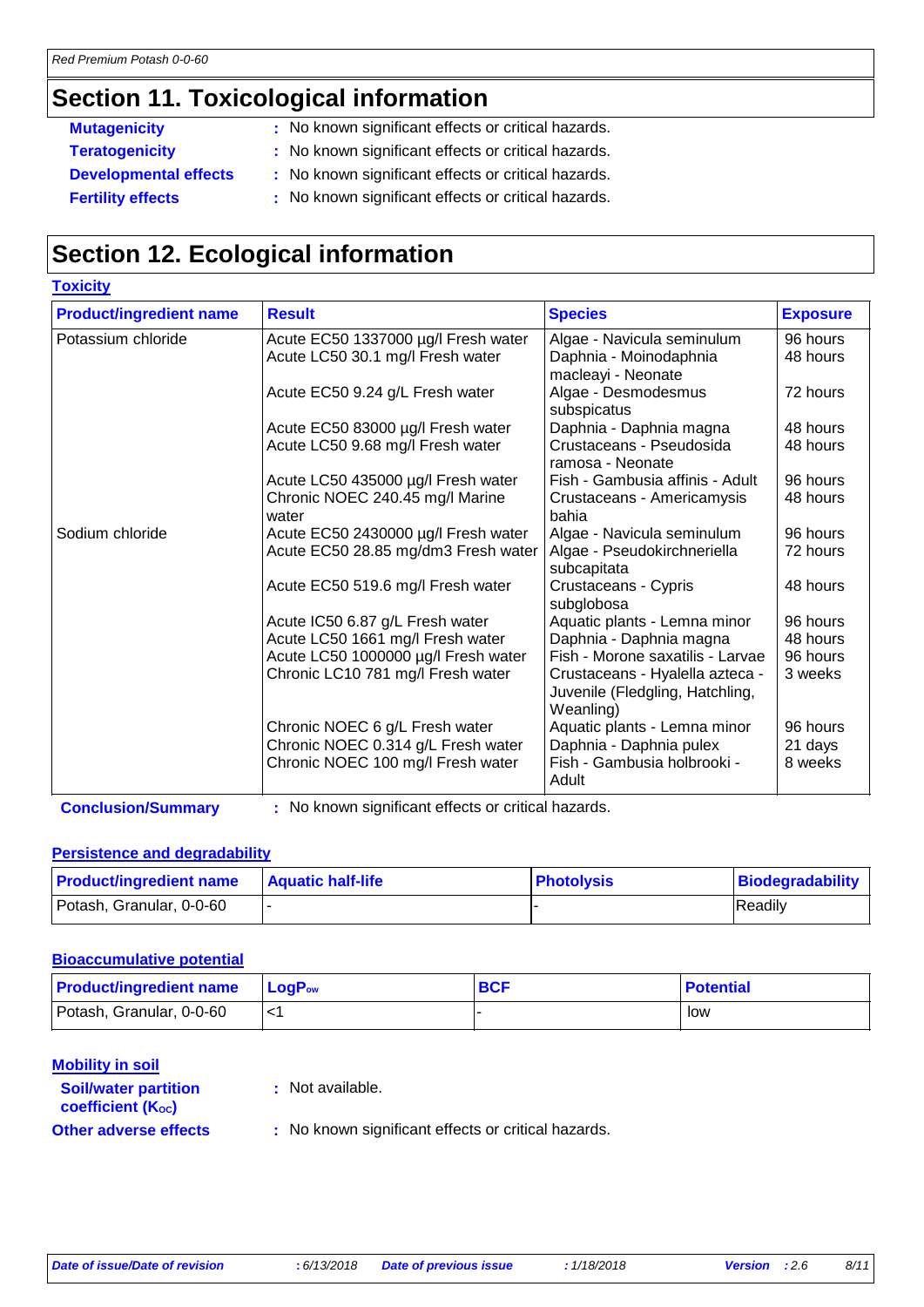## Section 11. Toxicological information

**Mutagenicity** : No known significant effects or critical hazards.

**Teratogenicity** : No known significant effects or critical hazards.

**Developmental effects** : No known significant effects or critical hazards.

**Fertility effects** : No known significant effects or critical hazards.

## Section 12. Ecological information

### Toxicity

| Product/ingredient name | Result | Species | Exposure |
|---|---|---|---|
| Potassium chloride | Acute EC50 1337000 µg/l Fresh water | Algae - Navicula seminulum | 96 hours |
| | Acute LC50 30.1 mg/l Fresh water | Daphnia - Moinodaphnia macleayi - Neonate | 48 hours |
| | Acute EC50 9.24 g/L Fresh water | Algae - Desmodesmus subspicatus | 72 hours |
| | Acute EC50 83000 µg/l Fresh water | Daphnia - Daphnia magna | 48 hours |
| | Acute LC50 9.68 mg/l Fresh water | Crustaceans - Pseudosida ramosa - Neonate | 48 hours |
| | Acute LC50 435000 µg/l Fresh water | Fish - Gambusia affinis - Adult | 96 hours |
| | Chronic NOEC 240.45 mg/l Marine water | Crustaceans - Americamysis bahia | 48 hours |
| Sodium chloride | Acute EC50 2430000 µg/l Fresh water | Algae - Navicula seminulum | 96 hours |
| | Acute EC50 28.85 mg/dm3 Fresh water | Algae - Pseudokirchneriella subcapitata | 72 hours |
| | Acute EC50 519.6 mg/l Fresh water | Crustaceans - Cypris subglobosa | 48 hours |
| | Acute IC50 6.87 g/L Fresh water | Aquatic plants - Lemna minor | 96 hours |
| | Acute LC50 1661 mg/l Fresh water | Daphnia - Daphnia magna | 48 hours |
| | Acute LC50 1000000 µg/l Fresh water | Fish - Morone saxatilis - Larvae | 96 hours |
| | Chronic LC10 781 mg/l Fresh water | Crustaceans - Hyalella azteca - Juvenile (Fledgling, Hatchling, Weanling) | 3 weeks |
| | Chronic NOEC 6 g/L Fresh water | Aquatic plants - Lemna minor | 96 hours |
| | Chronic NOEC 0.314 g/L Fresh water | Daphnia - Daphnia pulex | 21 days |
| | Chronic NOEC 100 mg/l Fresh water | Fish - Gambusia holbrooki - Adult | 8 weeks |

**Conclusion/Summary** : No known significant effects or critical hazards.

### Persistence and degradability

| Product/ingredient name | Aquatic half-life | Photolysis | Biodegradability |
|---|---|---|---|
| Potash, Granular, 0-0-60 | - | - | Readily |

### Bioaccumulative potential

| Product/ingredient name | $LogP_{ow}$ | BCF | Potential |
|---|---|---|---|
| Potash, Granular, 0-0-60 | <1 | - | low |

### Mobility in soil

**Soil/water partition coefficient ($K_{OC}$)** : Not available.

**Other adverse effects** : No known significant effects or critical hazards.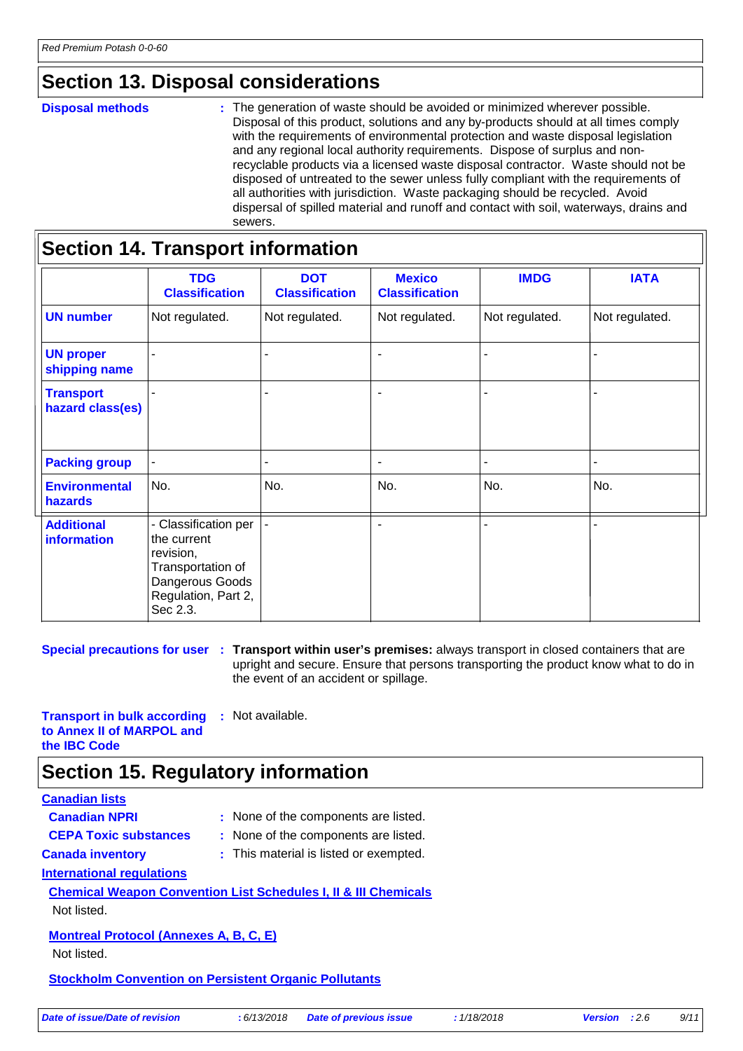## Section 13. Disposal considerations

**Disposal methods** : The generation of waste should be avoided or minimized wherever possible. Disposal of this product, solutions and any by-products should at all times comply with the requirements of environmental protection and waste disposal legislation and any regional local authority requirements. Dispose of surplus and non-recyclable products via a licensed waste disposal contractor. Waste should not be disposed of untreated to the sewer unless fully compliant with the requirements of all authorities with jurisdiction. Waste packaging should be recycled. Avoid dispersal of spilled material and runoff and contact with soil, waterways, drains and sewers.

## Section 14. Transport information

| | TDG Classification | DOT Classification | Mexico Classification | IMDG | IATA |
|---|---|---|---|---|---|
| **UN number** | Not regulated. | Not regulated. | Not regulated. | Not regulated. | Not regulated. |
| **UN proper shipping name** | - | - | - | - | - |
| **Transport hazard class(es)** | - | - | - | - | - |
| **Packing group** | - | - | - | - | - |
| **Environmental hazards** | No. | No. | No. | No. | No. |
| **Additional information** | - Classification per the current revision, Transportation of Dangerous Goods Regulation, Part 2, Sec 2.3. | - | - | - | - |

**Special precautions for user** : **Transport within user's premises:** always transport in closed containers that are upright and secure. Ensure that persons transporting the product know what to do in the event of an accident or spillage.

**Transport in bulk according to Annex II of MARPOL and the IBC Code** : Not available.

## Section 15. Regulatory information

**Canadian lists**

**Canadian NPRI** : None of the components are listed.

**CEPA Toxic substances** : None of the components are listed.

**Canada inventory** : This material is listed or exempted.

**International regulations**

**Chemical Weapon Convention List Schedules I, II & III Chemicals**

Not listed.

**Montreal Protocol (Annexes A, B, C, E)**

Not listed.

**Stockholm Convention on Persistent Organic Pollutants**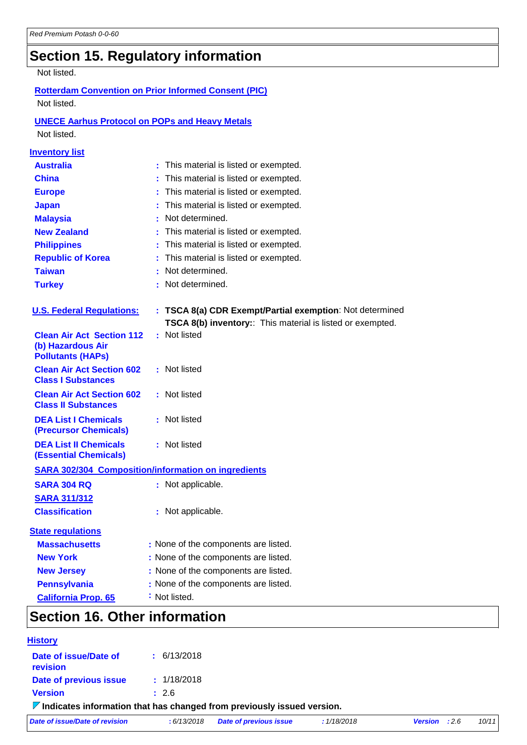## Section 15. Regulatory information

Not listed.

**Rotterdam Convention on Prior Informed Consent (PIC)**

Not listed.

**UNECE Aarhus Protocol on POPs and Heavy Metals**

Not listed.

**Inventory list**

| | |
|---|---|
| **Australia** | : This material is listed or exempted. |
| **China** | : This material is listed or exempted. |
| **Europe** | : This material is listed or exempted. |
| **Japan** | : This material is listed or exempted. |
| **Malaysia** | : Not determined. |
| **New Zealand** | : This material is listed or exempted. |
| **Philippines** | : This material is listed or exempted. |
| **Republic of Korea** | : This material is listed or exempted. |
| **Taiwan** | : Not determined. |
| **Turkey** | : Not determined. |

| | |
|---|---|
| **U.S. Federal Regulations:** | : **TSCA 8(a) CDR Exempt/Partial exemption**: Not determined<br>**TSCA 8(b) inventory:**: This material is listed or exempted. |
| **Clean Air Act Section 112 (b) Hazardous Air Pollutants (HAPs)** | : Not listed |
| **Clean Air Act Section 602 Class I Substances** | : Not listed |
| **Clean Air Act Section 602 Class II Substances** | : Not listed |
| **DEA List I Chemicals (Precursor Chemicals)** | : Not listed |
| **DEA List II Chemicals (Essential Chemicals)** | : Not listed |

**SARA 302/304 Composition/information on ingredients**

| | |
|---|---|
| **SARA 304 RQ** | : Not applicable. |
| **SARA 311/312** | |
| **Classification** | : Not applicable. |

**State regulations**

| | |
|---|---|
| **Massachusetts** | : None of the components are listed. |
| **New York** | : None of the components are listed. |
| **New Jersey** | : None of the components are listed. |
| **Pennsylvania** | : None of the components are listed. |
| **California Prop. 65** | : Not listed. |

## Section 16. Other information

**History**

| | |
|---|---|
| **Date of issue/Date of revision** | : 6/13/2018 |
| **Date of previous issue** | : 1/18/2018 |
| **Version** | : 2.6 |

**Indicates information that has changed from previously issued version.**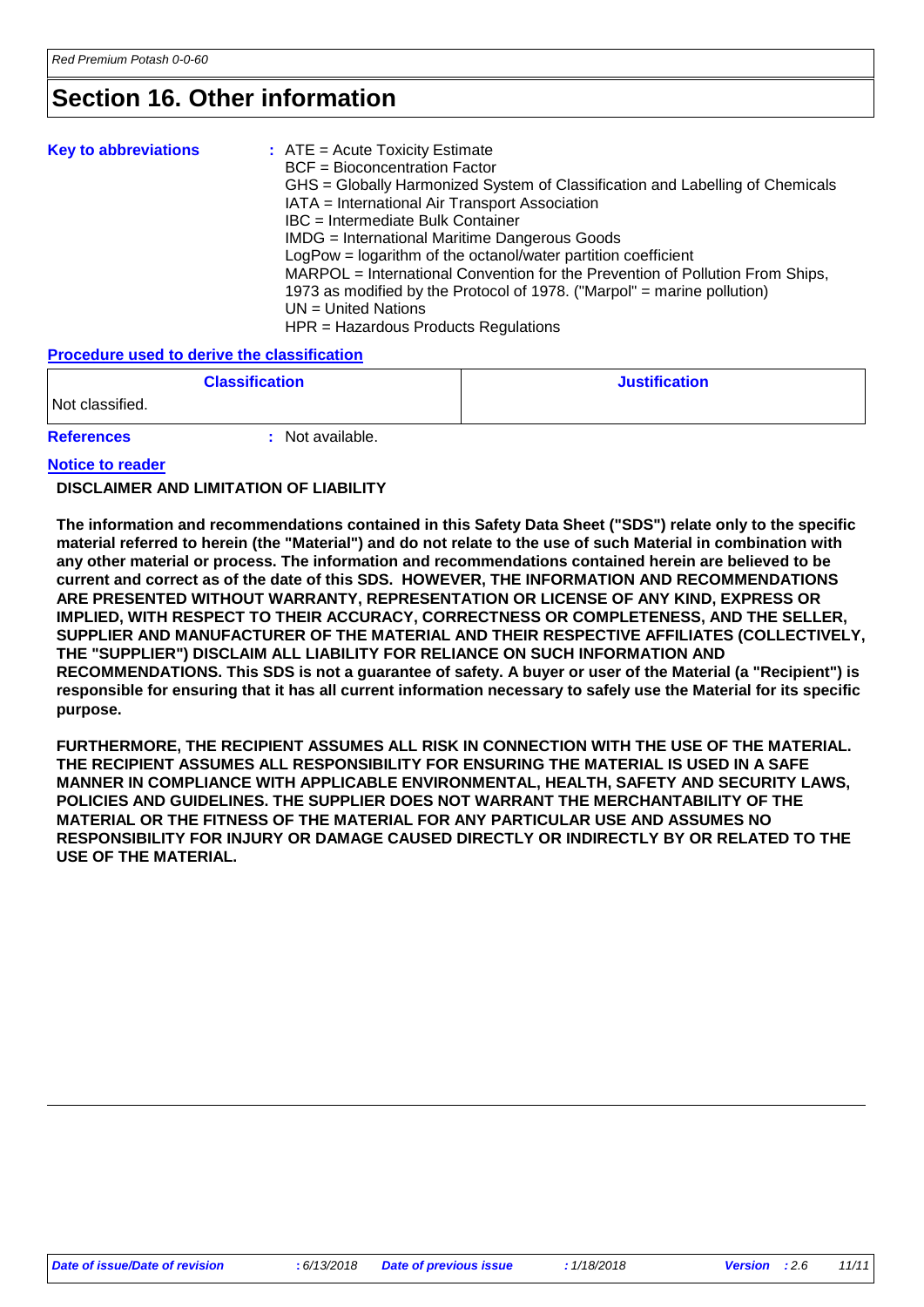# Section 16. Other information

**Key to abbreviations** : ATE = Acute Toxicity Estimate
BCF = Bioconcentration Factor
GHS = Globally Harmonized System of Classification and Labelling of Chemicals
IATA = International Air Transport Association
IBC = Intermediate Bulk Container
IMDG = International Maritime Dangerous Goods
LogPow = logarithm of the octanol/water partition coefficient
MARPOL = International Convention for the Prevention of Pollution From Ships, 1973 as modified by the Protocol of 1978. ("Marpol" = marine pollution)
UN = United Nations
HPR = Hazardous Products Regulations

**Procedure used to derive the classification**

| Classification | Justification |
| --- | --- |
| Not classified. | |

**References** : Not available.

**Notice to reader**

**DISCLAIMER AND LIMITATION OF LIABILITY**

**The information and recommendations contained in this Safety Data Sheet ("SDS") relate only to the specific material referred to herein (the "Material") and do not relate to the use of such Material in combination with any other material or process. The information and recommendations contained herein are believed to be current and correct as of the date of this SDS. HOWEVER, THE INFORMATION AND RECOMMENDATIONS ARE PRESENTED WITHOUT WARRANTY, REPRESENTATION OR LICENSE OF ANY KIND, EXPRESS OR IMPLIED, WITH RESPECT TO THEIR ACCURACY, CORRECTNESS OR COMPLETENESS, AND THE SELLER, SUPPLIER AND MANUFACTURER OF THE MATERIAL AND THEIR RESPECTIVE AFFILIATES (COLLECTIVELY, THE "SUPPLIER") DISCLAIM ALL LIABILITY FOR RELIANCE ON SUCH INFORMATION AND RECOMMENDATIONS. This SDS is not a guarantee of safety. A buyer or user of the Material (a "Recipient") is responsible for ensuring that it has all current information necessary to safely use the Material for its specific purpose.**

**FURTHERMORE, THE RECIPIENT ASSUMES ALL RISK IN CONNECTION WITH THE USE OF THE MATERIAL. THE RECIPIENT ASSUMES ALL RESPONSIBILITY FOR ENSURING THE MATERIAL IS USED IN A SAFE MANNER IN COMPLIANCE WITH APPLICABLE ENVIRONMENTAL, HEALTH, SAFETY AND SECURITY LAWS, POLICIES AND GUIDELINES. THE SUPPLIER DOES NOT WARRANT THE MERCHANTABILITY OF THE MATERIAL OR THE FITNESS OF THE MATERIAL FOR ANY PARTICULAR USE AND ASSUMES NO RESPONSIBILITY FOR INJURY OR DAMAGE CAUSED DIRECTLY OR INDIRECTLY BY OR RELATED TO THE USE OF THE MATERIAL.**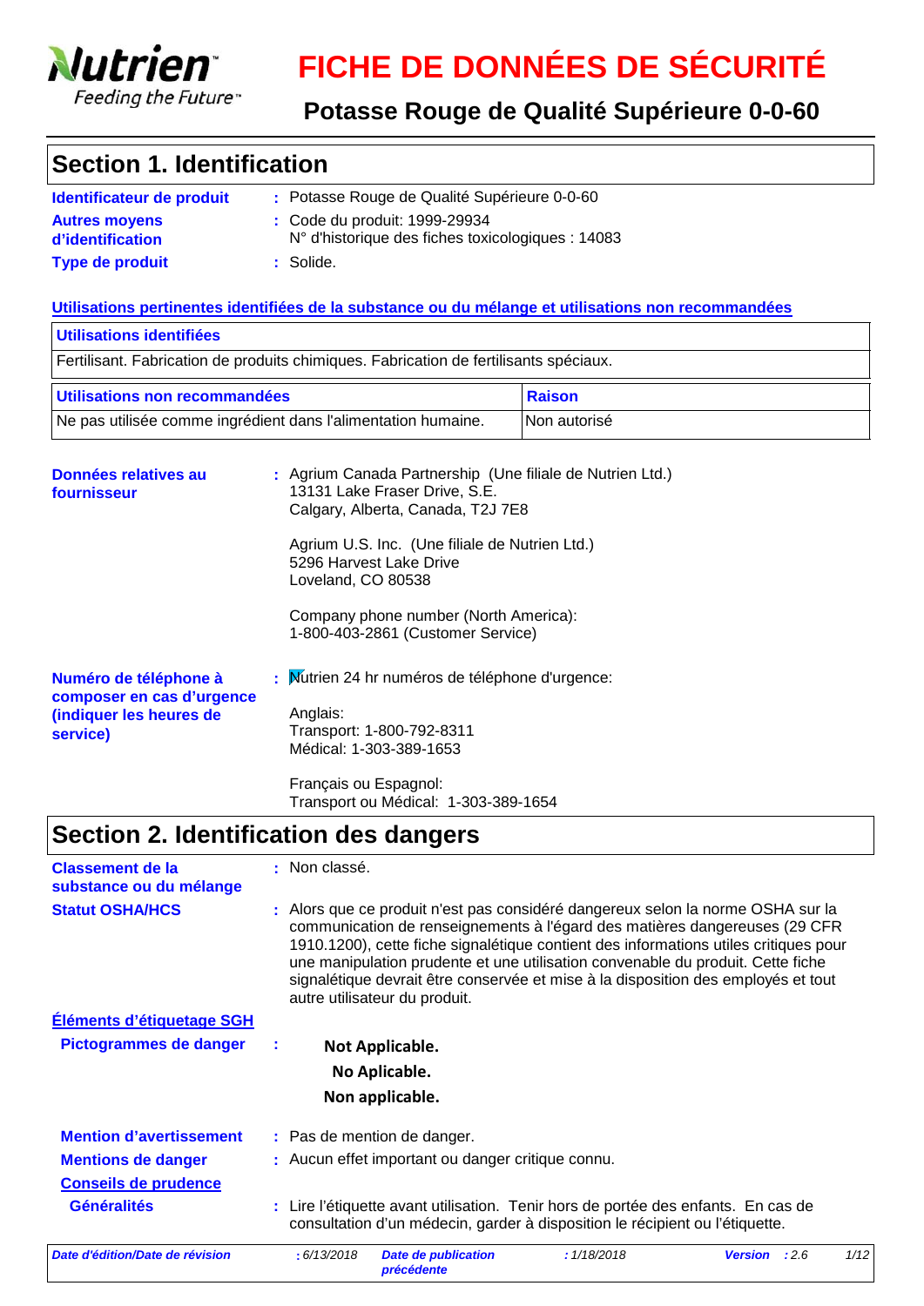# FICHE DE DONNÉES DE SÉCURITÉ

## Potasse Rouge de Qualité Supérieure 0-0-60

## Section 1. Identification

**Identificateur de produit** : Potasse Rouge de Qualité Supérieure 0-0-60

**Autres moyens d'identification** : Code du produit: 1999-29934
N° d'historique des fiches toxicologiques : 14083

**Type de produit** : Solide.

**Utilisations pertinentes identifiées de la substance ou du mélange et utilisations non recommandées**

| Utilisations identifiées |
| --- |
| Fertilisant. Fabrication de produits chimiques. Fabrication de fertilisants spéciaux. |

| Utilisations non recommandées | Raison |
| --- | --- |
| Ne pas utilisée comme ingrédient dans l'alimentation humaine. | Non autorisé |

**Données relatives au fournisseur** : Agrium Canada Partnership (Une filiale de Nutrien Ltd.)
13131 Lake Fraser Drive, S.E.
Calgary, Alberta, Canada, T2J 7E8

Agrium U.S. Inc. (Une filiale de Nutrien Ltd.)
5296 Harvest Lake Drive
Loveland, CO 80538

Company phone number (North America):
1-800-403-2861 (Customer Service)

**Numéro de téléphone à composer en cas d'urgence (indiquer les heures de service)** : Nutrien 24 hr numéros de téléphone d'urgence:

Anglais:
Transport: 1-800-792-8311
Médical: 1-303-389-1653

Français ou Espagnol:
Transport ou Médical: 1-303-389-1654

## Section 2. Identification des dangers

**Classement de la substance ou du mélange** : Non classé.

**Statut OSHA/HCS** : Alors que ce produit n'est pas considéré dangereux selon la norme OSHA sur la communication de renseignements à l'égard des matières dangereuses (29 CFR 1910.1200), cette fiche signalétique contient des informations utiles critiques pour une manipulation prudente et une utilisation convenable du produit. Cette fiche signalétique devrait être conservée et mise à la disposition des employés et tout autre utilisateur du produit.

**Éléments d'étiquetage SGH**

**Pictogrammes de danger** :

**Not Applicable.**
**No Aplicable.**
**Non applicable.**

**Mention d'avertissement** : Pas de mention de danger.

**Mentions de danger** : Aucun effet important ou danger critique connu.

**Conseils de prudence**

**Généralités** : Lire l'étiquette avant utilisation. Tenir hors de portée des enfants. En cas de consultation d'un médecin, garder à disposition le récipient ou l'étiquette.

*Date d'édition/Date de révision* : 6/13/2018 *Date de publication précédente* : 1/18/2018 *Version* : 2.6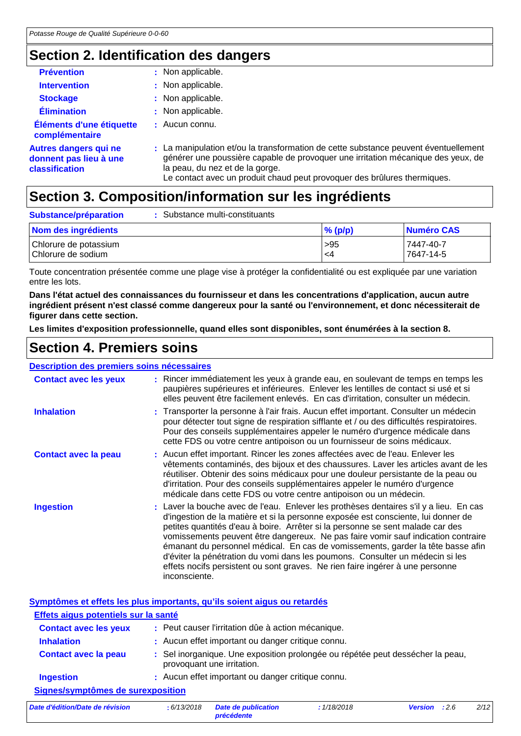## Section 2. Identification des dangers

**Prévention** : Non applicable.

**Intervention** : Non applicable.

**Stockage** : Non applicable.

**Élimination** : Non applicable.

**Éléments d'une étiquette complémentaire** : Aucun connu.

**Autres dangers qui ne donnent pas lieu à une classification** : La manipulation et/ou la transformation de cette substance peuvent éventuellement générer une poussière capable de provoquer une irritation mécanique des yeux, de la peau, du nez et de la gorge.
Le contact avec un produit chaud peut provoquer des brûlures thermiques.

## Section 3. Composition/information sur les ingrédients

**Substance/préparation** : Substance multi-constituants

| Nom des ingrédients | % (p/p) | Numéro CAS |
|---|---|---|
| Chlorure de potassium | >95 | 7447-40-7 |
| Chlorure de sodium | <4 | 7647-14-5 |

Toute concentration présentée comme une plage vise à protéger la confidentialité ou est expliquée par une variation entre les lots.

**Dans l'état actuel des connaissances du fournisseur et dans les concentrations d'application, aucun autre ingrédient présent n'est classé comme dangereux pour la santé ou l'environnement, et donc nécessiterait de figurer dans cette section.**

**Les limites d'exposition professionnelle, quand elles sont disponibles, sont énumérées à la section 8.**

## Section 4. Premiers soins

### Description des premiers soins nécessaires

**Contact avec les yeux** : Rincer immédiatement les yeux à grande eau, en soulevant de temps en temps les paupières supérieures et inférieures. Enlever les lentilles de contact si usé et si elles peuvent être facilement enlevés. En cas d'irritation, consulter un médecin.

**Inhalation** : Transporter la personne à l'air frais. Aucun effet important. Consulter un médecin pour détecter tout signe de respiration sifflante et / ou des difficultés respiratoires. Pour des conseils supplémentaires appeler le numéro d'urgence médicale dans cette FDS ou votre centre antipoison ou un fournisseur de soins médicaux.

**Contact avec la peau** : Aucun effet important. Rincer les zones affectées avec de l'eau. Enlever les vêtements contaminés, des bijoux et des chaussures. Laver les articles avant de les réutiliser. Obtenir des soins médicaux pour une douleur persistante de la peau ou d'irritation. Pour des conseils supplémentaires appeler le numéro d'urgence médicale dans cette FDS ou votre centre antipoison ou un médecin.

**Ingestion** : Laver la bouche avec de l'eau. Enlever les prothèses dentaires s'il y a lieu. En cas d'ingestion de la matière et si la personne exposée est consciente, lui donner de petites quantités d'eau à boire. Arrêter si la personne se sent malade car des vomissements peuvent être dangereux. Ne pas faire vomir sauf indication contraire émanant du personnel médical. En cas de vomissements, garder la tête basse afin d'éviter la pénétration du vomi dans les poumons. Consulter un médecin si les effets nocifs persistent ou sont graves. Ne rien faire ingérer à une personne inconsciente.

### Symptômes et effets les plus importants, qu'ils soient aigus ou retardés

#### Effets aigus potentiels sur la santé

**Contact avec les yeux** : Peut causer l'irritation dûe à action mécanique.

**Inhalation** : Aucun effet important ou danger critique connu.

**Contact avec la peau** : Sel inorganique. Une exposition prolongée ou répétée peut dessécher la peau, provoquant une irritation.

**Ingestion** : Aucun effet important ou danger critique connu.

#### Signes/symptômes de surexposition

*Date d'édition/Date de révision* : 6/13/2018 *Date de publication précédente* : 1/18/2018 *Version* : 2.6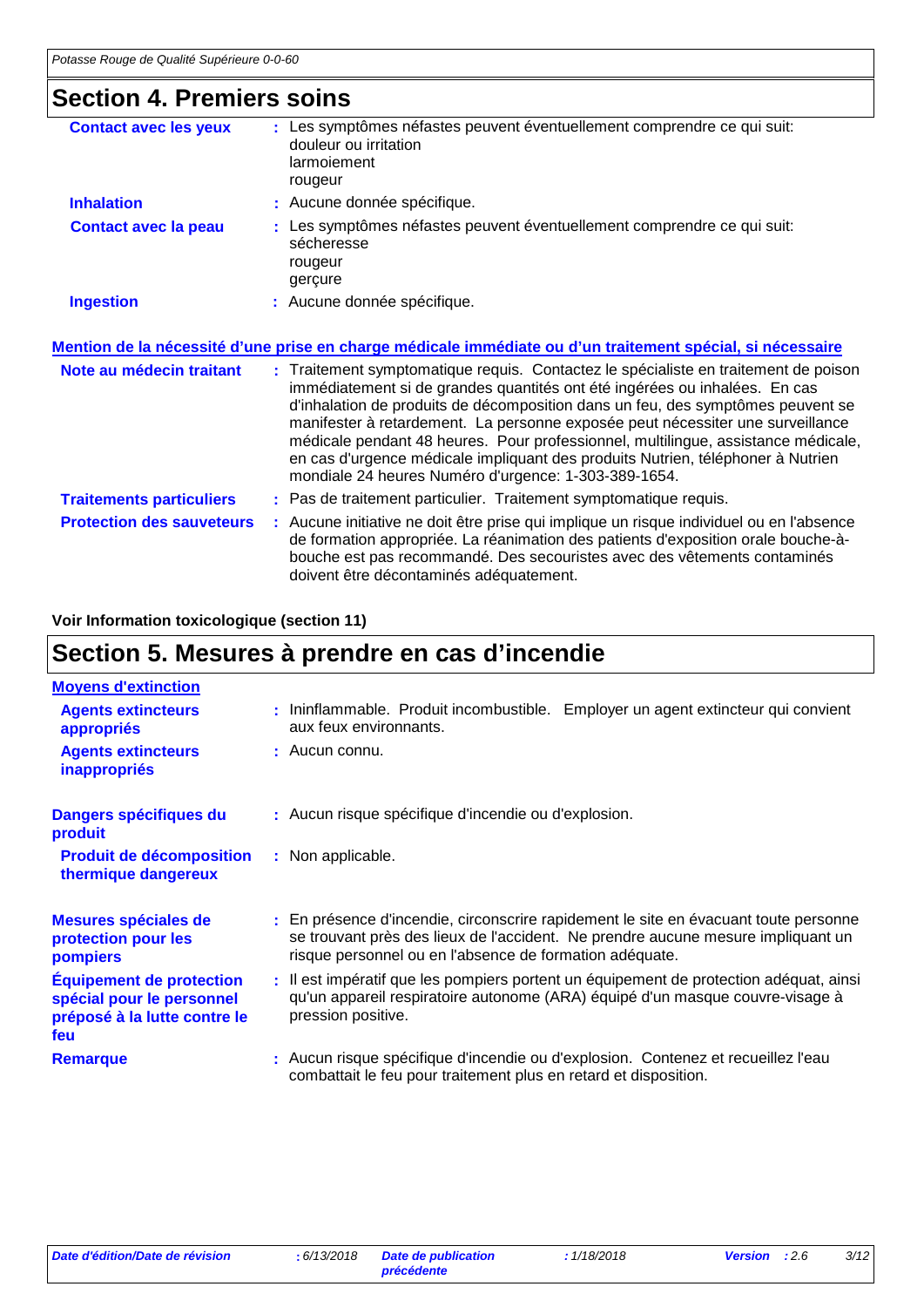## Section 4. Premiers soins

**Contact avec les yeux** : Les symptômes néfastes peuvent éventuellement comprendre ce qui suit:
douleur ou irritation
larmoiement
rougeur

**Inhalation** : Aucune donnée spécifique.

**Contact avec la peau** : Les symptômes néfastes peuvent éventuellement comprendre ce qui suit:
sécheresse
rougeur
gerçure

**Ingestion** : Aucune donnée spécifique.

### Mention de la nécessité d'une prise en charge médicale immédiate ou d'un traitement spécial, si nécessaire

**Note au médecin traitant** : Traitement symptomatique requis. Contactez le spécialiste en traitement de poison immédiatement si de grandes quantités ont été ingérées ou inhalées. En cas d'inhalation de produits de décomposition dans un feu, des symptômes peuvent se manifester à retardement. La personne exposée peut nécessiter une surveillance médicale pendant 48 heures. Pour professionnel, multilingue, assistance médicale, en cas d'urgence médicale impliquant des produits Nutrien, téléphoner à Nutrien mondiale 24 heures Numéro d'urgence: 1-303-389-1654.

**Traitements particuliers** : Pas de traitement particulier. Traitement symptomatique requis.

**Protection des sauveteurs** : Aucune initiative ne doit être prise qui implique un risque individuel ou en l'absence de formation appropriée. La réanimation des patients d'exposition orale bouche-à-bouche est pas recommandé. Des secouristes avec des vêtements contaminés doivent être décontaminés adéquatement.

**Voir Information toxicologique (section 11)**

## Section 5. Mesures à prendre en cas d'incendie

### Moyens d'extinction

**Agents extincteurs appropriés** : Ininflammable. Produit incombustible. Employer un agent extincteur qui convient aux feux environnants.

**Agents extincteurs inappropriés** : Aucun connu.

**Dangers spécifiques du produit** : Aucun risque spécifique d'incendie ou d'explosion.

**Produit de décomposition thermique dangereux** : Non applicable.

**Mesures spéciales de protection pour les pompiers** : En présence d'incendie, circonscrire rapidement le site en évacuant toute personne se trouvant près des lieux de l'accident. Ne prendre aucune mesure impliquant un risque personnel ou en l'absence de formation adéquate.

**Équipement de protection spécial pour le personnel préposé à la lutte contre le feu** : Il est impératif que les pompiers portent un équipement de protection adéquat, ainsi qu'un appareil respiratoire autonome (ARA) équipé d'un masque couvre-visage à pression positive.

**Remarque** : Aucun risque spécifique d'incendie ou d'explosion. Contenez et recueillez l'eau combattait le feu pour traitement plus en retard et disposition.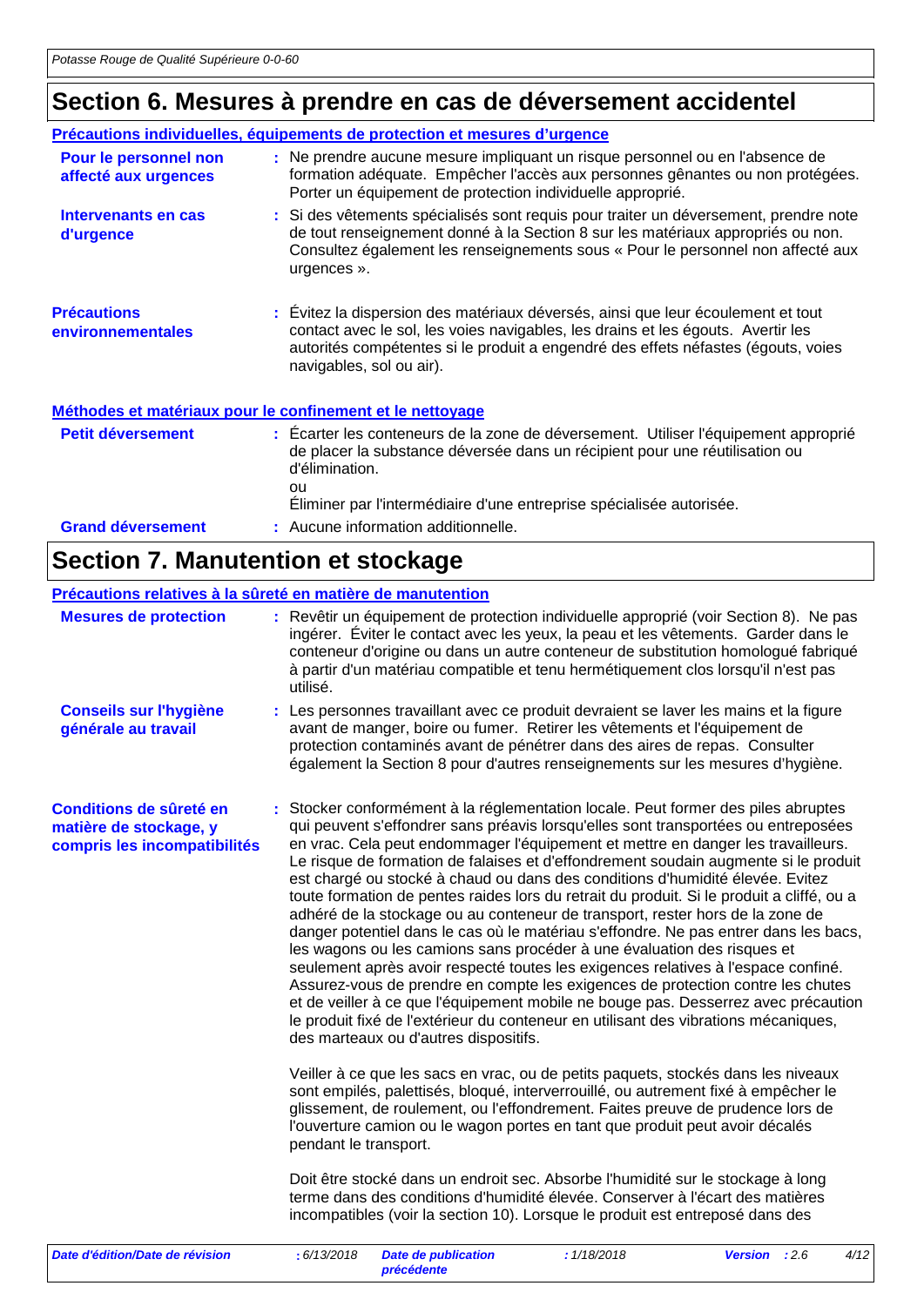## Section 6. Mesures à prendre en cas de déversement accidentel

### Précautions individuelles, équipements de protection et mesures d'urgence

**Pour le personnel non affecté aux urgences** : Ne prendre aucune mesure impliquant un risque personnel ou en l'absence de formation adéquate. Empêcher l'accès aux personnes gênantes ou non protégées. Porter un équipement de protection individuelle approprié.

**Intervenants en cas d'urgence** : Si des vêtements spécialisés sont requis pour traiter un déversement, prendre note de tout renseignement donné à la Section 8 sur les matériaux appropriés ou non. Consultez également les renseignements sous « Pour le personnel non affecté aux urgences ».

**Précautions environnementales** : Évitez la dispersion des matériaux déversés, ainsi que leur écoulement et tout contact avec le sol, les voies navigables, les drains et les égouts. Avertir les autorités compétentes si le produit a engendré des effets néfastes (égouts, voies navigables, sol ou air).

### Méthodes et matériaux pour le confinement et le nettoyage

**Petit déversement** : Écarter les conteneurs de la zone de déversement. Utiliser l'équipement approprié de placer la substance déversée dans un récipient pour une réutilisation ou d'élimination.
ou
Éliminer par l'intermédiaire d'une entreprise spécialisée autorisée.

**Grand déversement** : Aucune information additionnelle.

## Section 7. Manutention et stockage

### Précautions relatives à la sûreté en matière de manutention

**Mesures de protection** : Revêtir un équipement de protection individuelle approprié (voir Section 8). Ne pas ingérer. Éviter le contact avec les yeux, la peau et les vêtements. Garder dans le conteneur d'origine ou dans un autre conteneur de substitution homologué fabriqué à partir d'un matériau compatible et tenu hermétiquement clos lorsqu'il n'est pas utilisé.

**Conseils sur l'hygiène générale au travail** : Les personnes travaillant avec ce produit devraient se laver les mains et la figure avant de manger, boire ou fumer. Retirer les vêtements et l'équipement de protection contaminés avant de pénétrer dans des aires de repas. Consulter également la Section 8 pour d'autres renseignements sur les mesures d'hygiène.

**Conditions de sûreté en matière de stockage, y compris les incompatibilités** : Stocker conformément à la réglementation locale. Peut former des piles abruptes qui peuvent s'effondrer sans préavis lorsqu'elles sont transportées ou entreposées en vrac. Cela peut endommager l'équipement et mettre en danger les travailleurs. Le risque de formation de falaises et d'effondrement soudain augmente si le produit est chargé ou stocké à chaud ou dans des conditions d'humidité élevée. Evitez toute formation de pentes raides lors du retrait du produit. Si le produit a cliffé, ou a adhéré de la stockage ou au conteneur de transport, rester hors de la zone de danger potentiel dans le cas où le matériau s'effondre. Ne pas entrer dans les bacs, les wagons ou les camions sans procéder à une évaluation des risques et seulement après avoir respecté toutes les exigences relatives à l'espace confiné. Assurez-vous de prendre en compte les exigences de protection contre les chutes et de veiller à ce que l'équipement mobile ne bouge pas. Desserrez avec précaution le produit fixé de l'extérieur du conteneur en utilisant des vibrations mécaniques, des marteaux ou d'autres dispositifs.

Veiller à ce que les sacs en vrac, ou de petits paquets, stockés dans les niveaux sont empilés, palettisés, bloqué, interverrouillé, ou autrement fixé à empêcher le glissement, de roulement, ou l'effondrement. Faites preuve de prudence lors de l'ouverture camion ou le wagon portes en tant que produit peut avoir décalés pendant le transport.

Doit être stocké dans un endroit sec. Absorbe l'humidité sur le stockage à long terme dans des conditions d'humidité élevée. Conserver à l'écart des matières incompatibles (voir la section 10). Lorsque le produit est entreposé dans des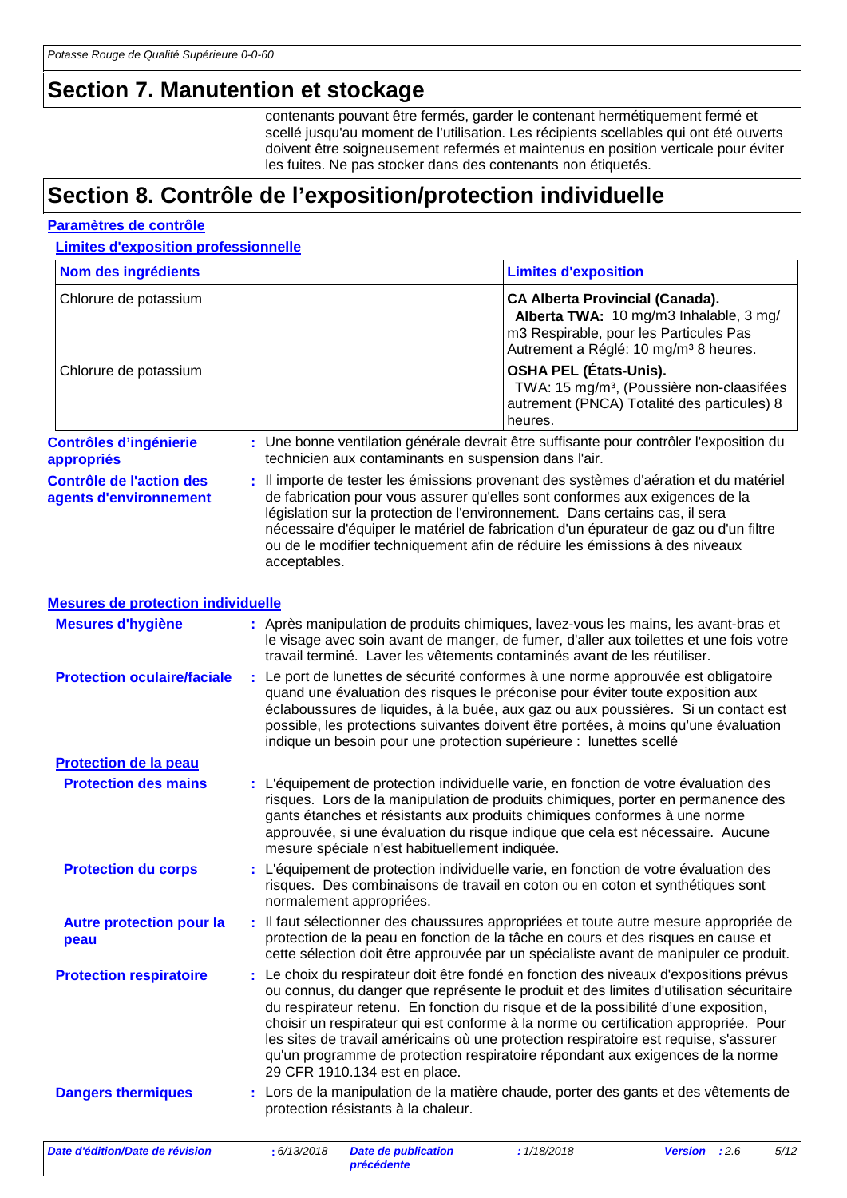## Section 7. Manutention et stockage

contenants pouvant être fermés, garder le contenant hermétiquement fermé et scellé jusqu'au moment de l'utilisation. Les récipients scellables qui ont été ouverts doivent être soigneusement refermés et maintenus en position verticale pour éviter les fuites. Ne pas stocker dans des contenants non étiquetés.

## Section 8. Contrôle de l'exposition/protection individuelle

### Paramètres de contrôle

#### Limites d'exposition professionnelle

| Nom des ingrédients | Limites d'exposition |
| --- | --- |
| Chlorure de potassium | **CA Alberta Provincial (Canada).** **Alberta TWA:** 10 mg/m3 Inhalable, 3 mg/m3 Respirable, pour les Particules Pas Autrement a Réglé: 10 mg/m³ 8 heures. |
| Chlorure de potassium | **OSHA PEL (États-Unis).** TWA: 15 mg/m³, (Poussière non-claasifées autrement (PNCA) Totalité des particules) 8 heures. |

**Contrôles d'ingénierie appropriés** : Une bonne ventilation générale devrait être suffisante pour contrôler l'exposition du technicien aux contaminants en suspension dans l'air.

**Contrôle de l'action des agents d'environnement** : Il importe de tester les émissions provenant des systèmes d'aération et du matériel de fabrication pour vous assurer qu'elles sont conformes aux exigences de la législation sur la protection de l'environnement. Dans certains cas, il sera nécessaire d'équiper le matériel de fabrication d'un épurateur de gaz ou d'un filtre ou de le modifier techniquement afin de réduire les émissions à des niveaux acceptables.

### Mesures de protection individuelle

**Mesures d'hygiène** : Après manipulation de produits chimiques, lavez-vous les mains, les avant-bras et le visage avec soin avant de manger, de fumer, d'aller aux toilettes et une fois votre travail terminé. Laver les vêtements contaminés avant de les réutiliser.

**Protection oculaire/faciale** : Le port de lunettes de sécurité conformes à une norme approuvée est obligatoire quand une évaluation des risques le préconise pour éviter toute exposition aux éclaboussures de liquides, à la buée, aux gaz ou aux poussières. Si un contact est possible, les protections suivantes doivent être portées, à moins qu'une évaluation indique un besoin pour une protection supérieure : lunettes scellé

#### Protection de la peau

**Protection des mains** : L'équipement de protection individuelle varie, en fonction de votre évaluation des risques. Lors de la manipulation de produits chimiques, porter en permanence des gants étanches et résistants aux produits chimiques conformes à une norme approuvée, si une évaluation du risque indique que cela est nécessaire. Aucune mesure spéciale n'est habituellement indiquée.

**Protection du corps** : L'équipement de protection individuelle varie, en fonction de votre évaluation des risques. Des combinaisons de travail en coton ou en coton et synthétiques sont normalement appropriées.

**Autre protection pour la peau** : Il faut sélectionner des chaussures appropriées et toute autre mesure appropriée de protection de la peau en fonction de la tâche en cours et des risques en cause et cette sélection doit être approuvée par un spécialiste avant de manipuler ce produit.

**Protection respiratoire** : Le choix du respirateur doit être fondé en fonction des niveaux d'expositions prévus ou connus, du danger que représente le produit et des limites d'utilisation sécuritaire du respirateur retenu. En fonction du risque et de la possibilité d'une exposition, choisir un respirateur qui est conforme à la norme ou certification appropriée. Pour les sites de travail américains où une protection respiratoire est requise, s'assurer qu'un programme de protection respiratoire répondant aux exigences de la norme 29 CFR 1910.134 est en place.

**Dangers thermiques** : Lors de la manipulation de la matière chaude, porter des gants et des vêtements de protection résistants à la chaleur.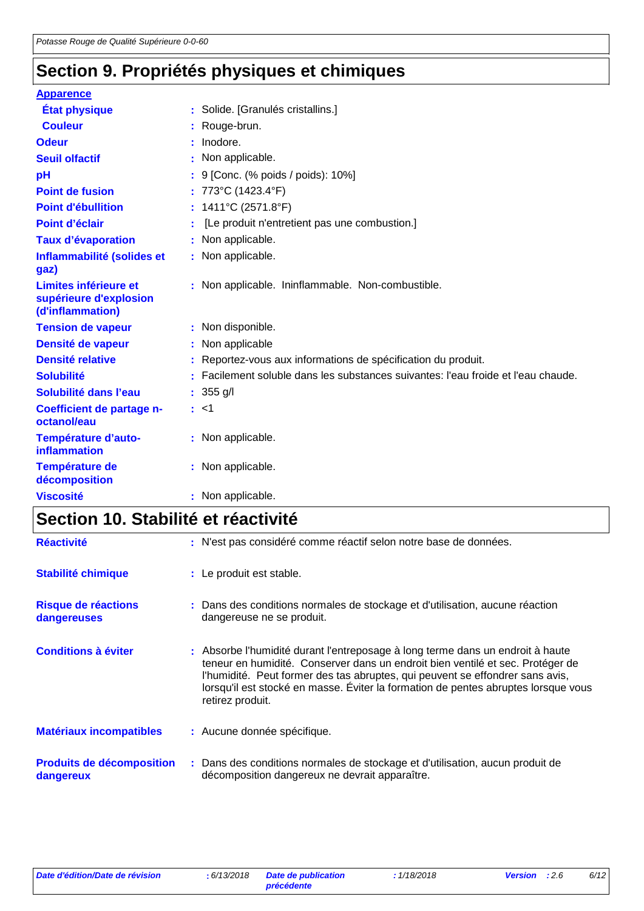## Section 9. Propriétés physiques et chimiques

**Apparence**

| | |
|---|---|
| **État physique** | : Solide. [Granulés cristallins.] |
| **Couleur** | : Rouge-brun. |
| **Odeur** | : Inodore. |
| **Seuil olfactif** | : Non applicable. |
| **pH** | : 9 [Conc. (% poids / poids): 10%] |
| **Point de fusion** | : 773°C (1423.4°F) |
| **Point d'ébullition** | : 1411°C (2571.8°F) |
| **Point d'éclair** | : [Le produit n'entretient pas une combustion.] |
| **Taux d'évaporation** | : Non applicable. |
| **Inflammabilité (solides et gaz)** | : Non applicable. |
| **Limites inférieure et supérieure d'explosion (d'inflammation)** | : Non applicable. Ininflammable. Non-combustible. |
| **Tension de vapeur** | : Non disponible. |
| **Densité de vapeur** | : Non applicable |
| **Densité relative** | : Reportez-vous aux informations de spécification du produit. |
| **Solubilité** | : Facilement soluble dans les substances suivantes: l'eau froide et l'eau chaude. |
| **Solubilité dans l'eau** | : 355 g/l |
| **Coefficient de partage n-octanol/eau** | : <1 |
| **Température d'auto-inflammation** | : Non applicable. |
| **Température de décomposition** | : Non applicable. |
| **Viscosité** | : Non applicable. |

## Section 10. Stabilité et réactivité

| | |
|---|---|
| **Réactivité** | : N'est pas considéré comme réactif selon notre base de données. |
| **Stabilité chimique** | : Le produit est stable. |
| **Risque de réactions dangereuses** | : Dans des conditions normales de stockage et d'utilisation, aucune réaction dangereuse ne se produit. |
| **Conditions à éviter** | : Absorbe l'humidité durant l'entreposage à long terme dans un endroit à haute teneur en humidité. Conserver dans un endroit bien ventilé et sec. Protéger de l'humidité. Peut former des tas abruptes, qui peuvent se effondrer sans avis, lorsqu'il est stocké en masse. Éviter la formation de pentes abruptes lorsque vous retirez produit. |
| **Matériaux incompatibles** | : Aucune donnée spécifique. |
| **Produits de décomposition dangereux** | : Dans des conditions normales de stockage et d'utilisation, aucun produit de décomposition dangereux ne devrait apparaître. |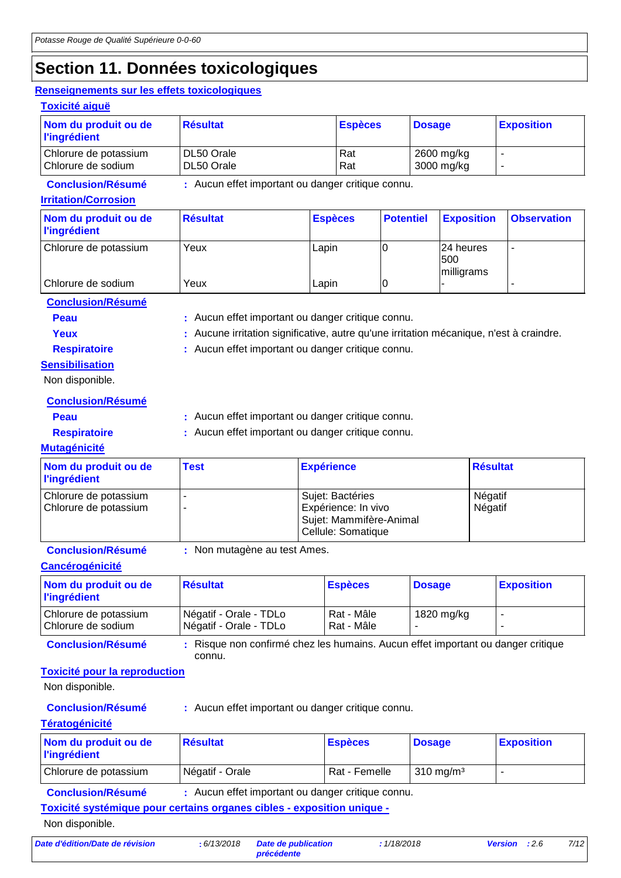# Section 11. Données toxicologiques

## Renseignements sur les effets toxicologiques

### Toxicité aiguë

| Nom du produit ou de l'ingrédient | Résultat | Espèces | Dosage | Exposition |
|---|---|---|---|---|
| Chlorure de potassium | DL50 Orale | Rat | 2600 mg/kg | - |
| Chlorure de sodium | DL50 Orale | Rat | 3000 mg/kg | - |

**Conclusion/Résumé** : Aucun effet important ou danger critique connu.

### Irritation/Corrosion

| Nom du produit ou de l'ingrédient | Résultat | Espèces | Potentiel | Exposition | Observation |
|---|---|---|---|---|---|
| Chlorure de potassium | Yeux | Lapin | 0 | 24 heures 500 milligrams | - |
| Chlorure de sodium | Yeux | Lapin | 0 | - | - |

**Conclusion/Résumé**

**Peau** : Aucun effet important ou danger critique connu.

**Yeux** : Aucune irritation significative, autre qu'une irritation mécanique, n'est à craindre.

**Respiratoire** : Aucun effet important ou danger critique connu.

### Sensibilisation

Non disponible.

**Conclusion/Résumé**

**Peau** : Aucun effet important ou danger critique connu.

**Respiratoire** : Aucun effet important ou danger critique connu.

### Mutagénicité

| Nom du produit ou de l'ingrédient | Test | Expérience | Résultat |
|---|---|---|---|
| Chlorure de potassium | - | Sujet: Bactéries | Négatif |
| Chlorure de potassium | - | Expérience: In vivo<br>Sujet: Mammifère-Animal<br>Cellule: Somatique | Négatif |

**Conclusion/Résumé** : Non mutagène au test Ames.

### Cancérogénicité

| Nom du produit ou de l'ingrédient | Résultat | Espèces | Dosage | Exposition |
|---|---|---|---|---|
| Chlorure de potassium | Négatif - Orale - TDLo | Rat - Mâle | 1820 mg/kg | - |
| Chlorure de sodium | Négatif - Orale - TDLo | Rat - Mâle | - | - |

**Conclusion/Résumé** : Risque non confirmé chez les humains. Aucun effet important ou danger critique connu.

### Toxicité pour la reproduction

Non disponible.

**Conclusion/Résumé** : Aucun effet important ou danger critique connu.

### Tératogénicité

| Nom du produit ou de l'ingrédient | Résultat | Espèces | Dosage | Exposition |
|---|---|---|---|---|
| Chlorure de potassium | Négatif - Orale | Rat - Femelle | 310 mg/m³ | - |

**Conclusion/Résumé** : Aucun effet important ou danger critique connu.

### Toxicité systémique pour certains organes cibles - exposition unique -

Non disponible.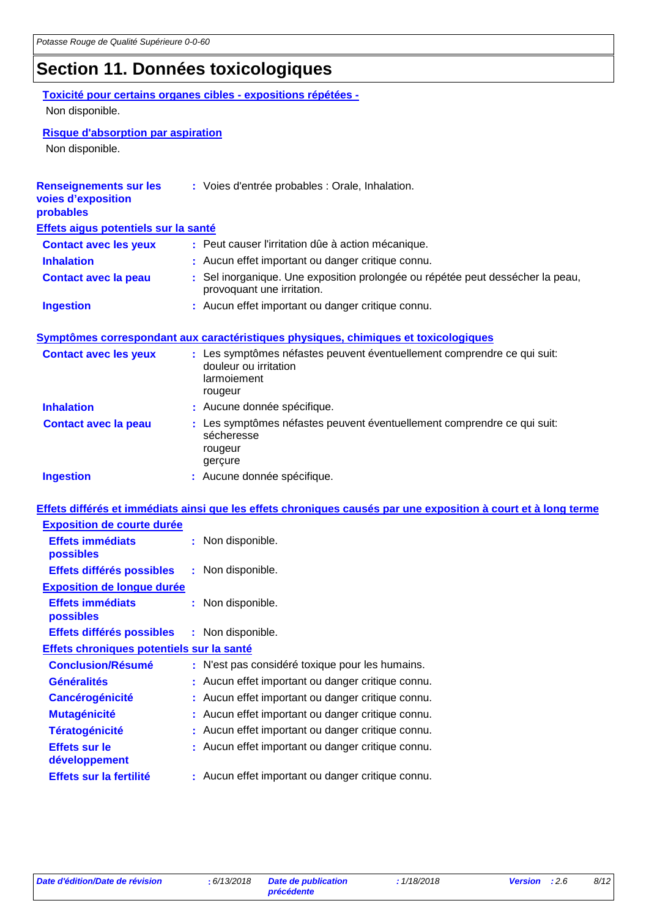## Section 11. Données toxicologiques

**Toxicité pour certains organes cibles - expositions répétées -**

Non disponible.

**Risque d'absorption par aspiration**

Non disponible.

**Renseignements sur les voies d'exposition probables** : Voies d'entrée probables : Orale, Inhalation.

**Effets aigus potentiels sur la santé**

**Contact avec les yeux** : Peut causer l'irritation dûe à action mécanique.

**Inhalation** : Aucun effet important ou danger critique connu.

**Contact avec la peau** : Sel inorganique. Une exposition prolongée ou répétée peut dessécher la peau, provoquant une irritation.

**Ingestion** : Aucun effet important ou danger critique connu.

**Symptômes correspondant aux caractéristiques physiques, chimiques et toxicologiques**

**Contact avec les yeux** : Les symptômes néfastes peuvent éventuellement comprendre ce qui suit:
douleur ou irritation
larmoiement
rougeur

**Inhalation** : Aucune donnée spécifique.

**Contact avec la peau** : Les symptômes néfastes peuvent éventuellement comprendre ce qui suit:
sécheresse
rougeur
gerçure

**Ingestion** : Aucune donnée spécifique.

**Effets différés et immédiats ainsi que les effets chroniques causés par une exposition à court et à long terme**

**Exposition de courte durée**

**Effets immédiats possibles** : Non disponible.

**Effets différés possibles** : Non disponible.

**Exposition de longue durée**

**Effets immédiats possibles** : Non disponible.

**Effets différés possibles** : Non disponible.

**Effets chroniques potentiels sur la santé**

**Conclusion/Résumé** : N'est pas considéré toxique pour les humains.

**Généralités** : Aucun effet important ou danger critique connu.

**Cancérogénicité** : Aucun effet important ou danger critique connu.

**Mutagénicité** : Aucun effet important ou danger critique connu.

**Tératogénicité** : Aucun effet important ou danger critique connu.

**Effets sur le développement** : Aucun effet important ou danger critique connu.

**Effets sur la fertilité** : Aucun effet important ou danger critique connu.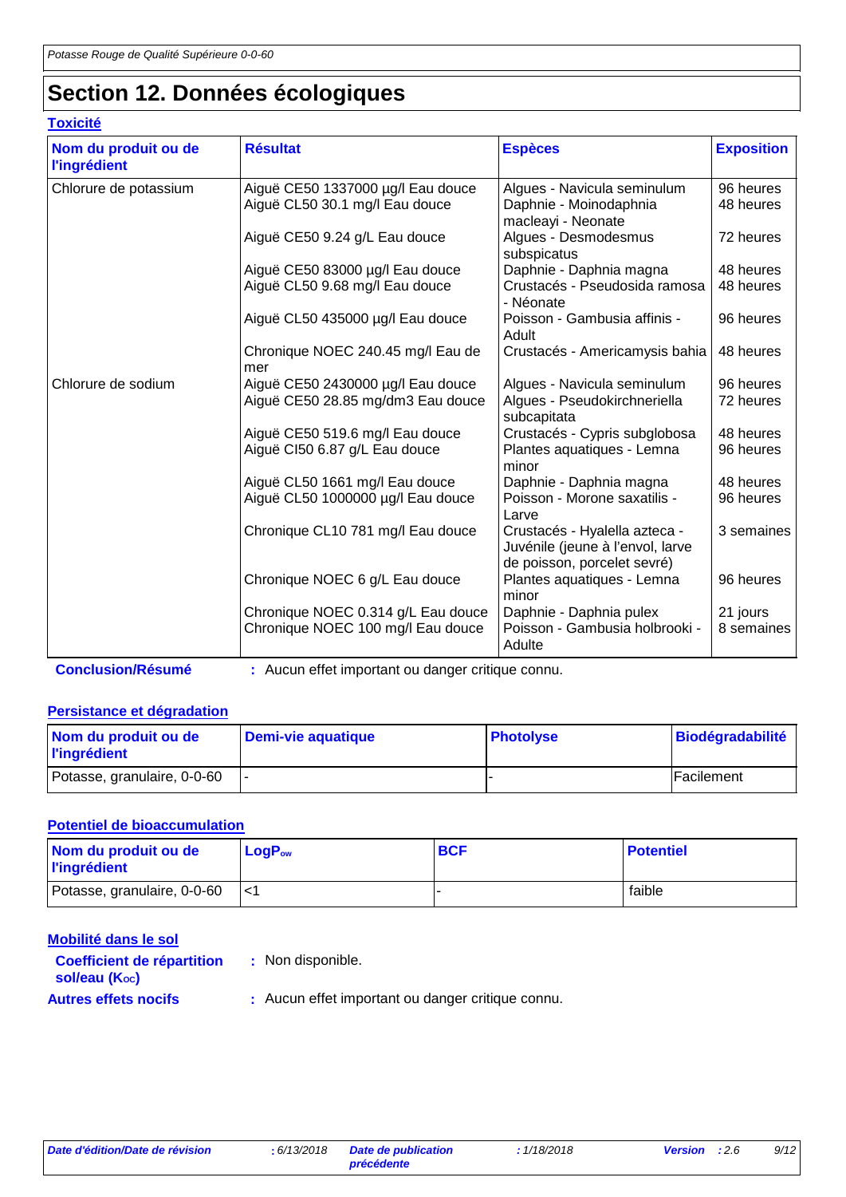## Section 12. Données écologiques

### Toxicité

| Nom du produit ou de l'ingrédient | Résultat | Espèces | Exposition |
|---|---|---|---|
| Chlorure de potassium | Aiguë CE50 1337000 µg/l Eau douce | Algues - Navicula seminulum | 96 heures |
| | Aiguë CL50 30.1 mg/l Eau douce | Daphnie - Moinodaphnia macleayi - Neonate | 48 heures |
| | Aiguë CE50 9.24 g/L Eau douce | Algues - Desmodesmus subspicatus | 72 heures |
| | Aiguë CE50 83000 µg/l Eau douce | Daphnie - Daphnia magna | 48 heures |
| | Aiguë CL50 9.68 mg/l Eau douce | Crustacés - Pseudosida ramosa - Néonate | 48 heures |
| | Aiguë CL50 435000 µg/l Eau douce | Poisson - Gambusia affinis - Adult | 96 heures |
| | Chronique NOEC 240.45 mg/l Eau de mer | Crustacés - Americamysis bahia | 48 heures |
| Chlorure de sodium | Aiguë CE50 2430000 µg/l Eau douce | Algues - Navicula seminulum | 96 heures |
| | Aiguë CE50 28.85 mg/dm3 Eau douce | Algues - Pseudokirchneriella subcapitata | 72 heures |
| | Aiguë CE50 519.6 mg/l Eau douce | Crustacés - Cypris subglobosa | 48 heures |
| | Aiguë CI50 6.87 g/L Eau douce | Plantes aquatiques - Lemna minor | 96 heures |
| | Aiguë CL50 1661 mg/l Eau douce | Daphnie - Daphnia magna | 48 heures |
| | Aiguë CL50 1000000 µg/l Eau douce | Poisson - Morone saxatilis - Larve | 96 heures |
| | Chronique CL10 781 mg/l Eau douce | Crustacés - Hyalella azteca - Juvénile (jeune à l'envol, larve de poisson, porcelet sevré) | 3 semaines |
| | Chronique NOEC 6 g/L Eau douce | Plantes aquatiques - Lemna minor | 96 heures |
| | Chronique NOEC 0.314 g/L Eau douce | Daphnie - Daphnia pulex | 21 jours |
| | Chronique NOEC 100 mg/l Eau douce | Poisson - Gambusia holbrooki - Adulte | 8 semaines |

**Conclusion/Résumé** : Aucun effet important ou danger critique connu.

### Persistance et dégradation

| Nom du produit ou de l'ingrédient | Demi-vie aquatique | Photolyse | Biodégradabilité |
|---|---|---|---|
| Potasse, granulaire, 0-0-60 | - | - | Facilement |

### Potentiel de bioaccumulation

| Nom du produit ou de l'ingrédient | $LogP_{ow}$ | BCF | Potentiel |
|---|---|---|---|
| Potasse, granulaire, 0-0-60 | <1 | - | faible |

### Mobilité dans le sol

**Coefficient de répartition sol/eau ($K_{OC}$)** : Non disponible.

**Autres effets nocifs** : Aucun effet important ou danger critique connu.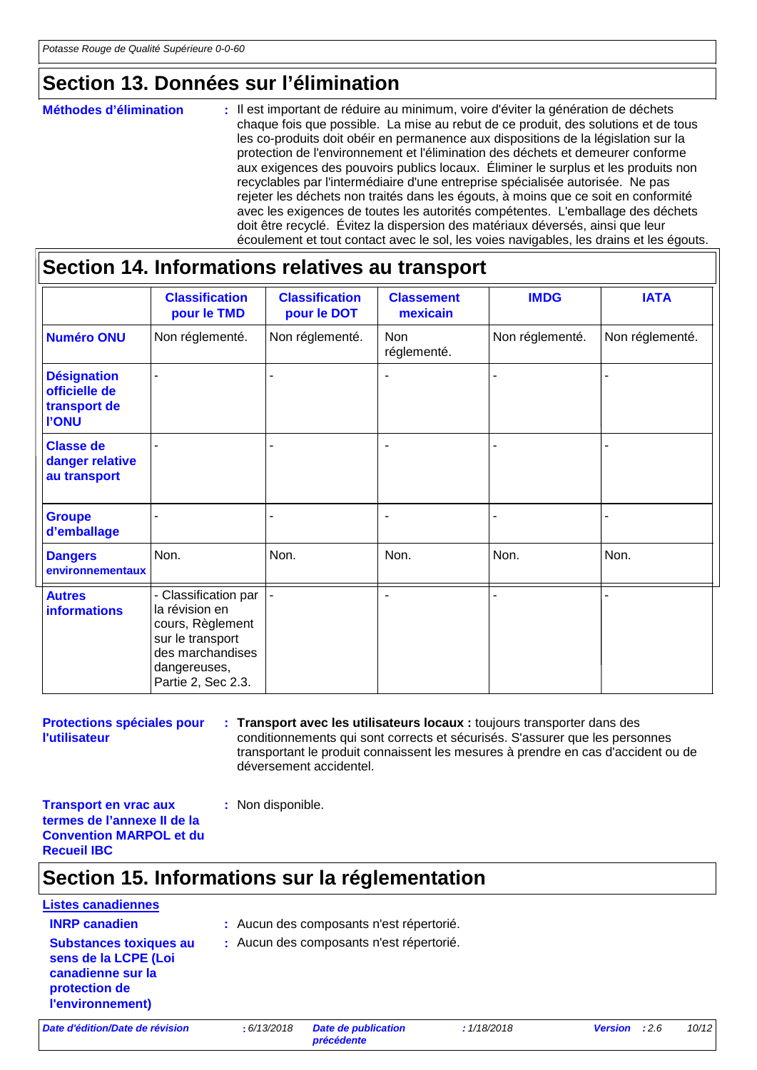## Section 13. Données sur l'élimination

**Méthodes d'élimination** : Il est important de réduire au minimum, voire d'éviter la génération de déchets chaque fois que possible. La mise au rebut de ce produit, des solutions et de tous les co-produits doit obéir en permanence aux dispositions de la législation sur la protection de l'environnement et l'élimination des déchets et demeurer conforme aux exigences des pouvoirs publics locaux. Éliminer le surplus et les produits non recyclables par l'intermédiaire d'une entreprise spécialisée autorisée. Ne pas rejeter les déchets non traités dans les égouts, à moins que ce soit en conformité avec les exigences de toutes les autorités compétentes. L'emballage des déchets doit être recyclé. Évitez la dispersion des matériaux déversés, ainsi que leur écoulement et tout contact avec le sol, les voies navigables, les drains et les égouts.

## Section 14. Informations relatives au transport

| | Classification pour le TMD | Classification pour le DOT | Classement mexicain | IMDG | IATA |
|---|---|---|---|---|---|
| **Numéro ONU** | Non réglementé. | Non réglementé. | Non réglementé. | Non réglementé. | Non réglementé. |
| **Désignation officielle de transport de l'ONU** | - | - | - | - | - |
| **Classe de danger relative au transport** | - | - | - | - | - |
| **Groupe d'emballage** | - | - | - | - | - |
| **Dangers environnementaux** | Non. | Non. | Non. | Non. | Non. |
| **Autres informations** | - Classification par la révision en cours, Règlement sur le transport des marchandises dangereuses, Partie 2, Sec 2.3. | - | - | - | - |

**Protections spéciales pour l'utilisateur** : **Transport avec les utilisateurs locaux :** toujours transporter dans des conditionnements qui sont corrects et sécurisés. S'assurer que les personnes transportant le produit connaissent les mesures à prendre en cas d'accident ou de déversement accidentel.

**Transport en vrac aux termes de l'annexe II de la Convention MARPOL et du Recueil IBC** : Non disponible.

## Section 15. Informations sur la réglementation

**Listes canadiennes**

**INRP canadien** : Aucun des composants n'est répertorié.

**Substances toxiques au sens de la LCPE (Loi canadienne sur la protection de l'environnement)** : Aucun des composants n'est répertorié.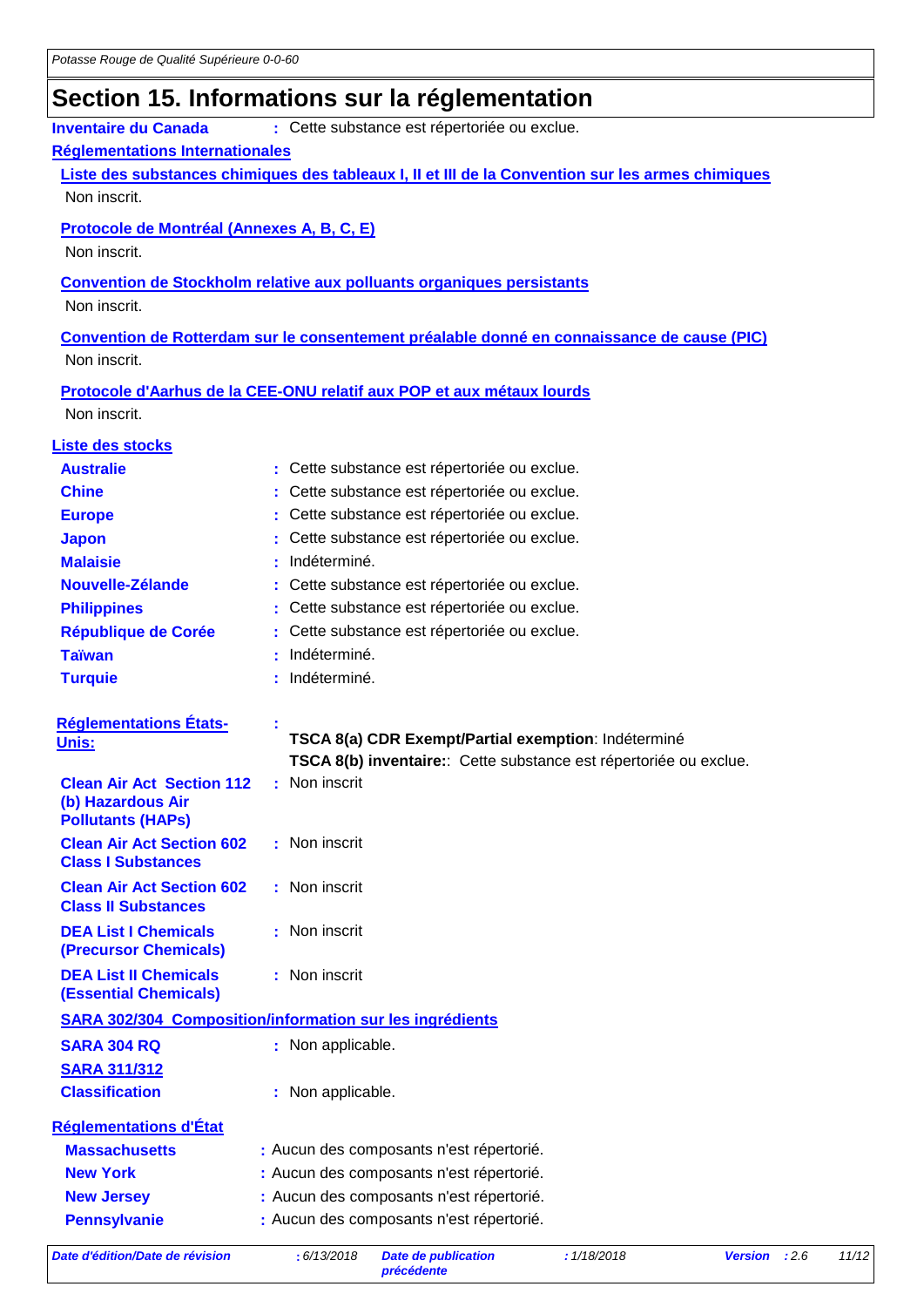## Section 15. Informations sur la réglementation

**Inventaire du Canada** : Cette substance est répertoriée ou exclue.

**Réglementations Internationales**

**Liste des substances chimiques des tableaux I, II et III de la Convention sur les armes chimiques**

Non inscrit.

**Protocole de Montréal (Annexes A, B, C, E)**

Non inscrit.

**Convention de Stockholm relative aux polluants organiques persistants**

Non inscrit.

**Convention de Rotterdam sur le consentement préalable donné en connaissance de cause (PIC)**

Non inscrit.

**Protocole d'Aarhus de la CEE-ONU relatif aux POP et aux métaux lourds**

Non inscrit.

**Liste des stocks**

| | |
|---|---|
| **Australie** | : Cette substance est répertoriée ou exclue. |
| **Chine** | : Cette substance est répertoriée ou exclue. |
| **Europe** | : Cette substance est répertoriée ou exclue. |
| **Japon** | : Cette substance est répertoriée ou exclue. |
| **Malaisie** | : Indéterminé. |
| **Nouvelle-Zélande** | : Cette substance est répertoriée ou exclue. |
| **Philippines** | : Cette substance est répertoriée ou exclue. |
| **République de Corée** | : Cette substance est répertoriée ou exclue. |
| **Taïwan** | : Indéterminé. |
| **Turquie** | : Indéterminé. |

**Réglementations États-Unis:** :
**TSCA 8(a) CDR Exempt/Partial exemption**: Indéterminé
**TSCA 8(b) inventaire:**: Cette substance est répertoriée ou exclue.

| | |
|---|---|
| **Clean Air Act Section 112 (b) Hazardous Air Pollutants (HAPs)** | : Non inscrit |
| **Clean Air Act Section 602 Class I Substances** | : Non inscrit |
| **Clean Air Act Section 602 Class II Substances** | : Non inscrit |
| **DEA List I Chemicals (Precursor Chemicals)** | : Non inscrit |
| **DEA List II Chemicals (Essential Chemicals)** | : Non inscrit |

**SARA 302/304 Composition/information sur les ingrédients**

**SARA 304 RQ** : Non applicable.

**SARA 311/312**

**Classification** : Non applicable.

**Réglementations d'État**

| | |
|---|---|
| **Massachusetts** | : Aucun des composants n'est répertorié. |
| **New York** | : Aucun des composants n'est répertorié. |
| **New Jersey** | : Aucun des composants n'est répertorié. |
| **Pennsylvanie** | : Aucun des composants n'est répertorié. |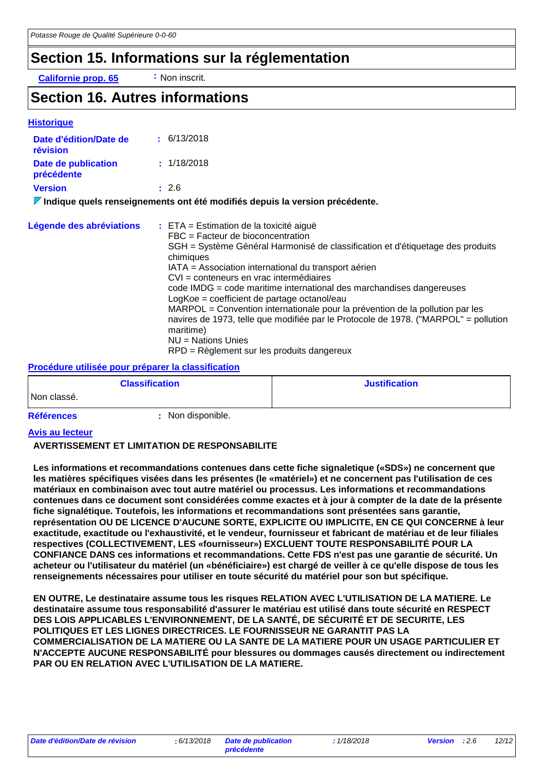## Section 15. Informations sur la réglementation

**Californie prop. 65** : Non inscrit.

## Section 16. Autres informations

**Historique**

**Date d'édition/Date de révision** : 6/13/2018

**Date de publication précédente** : 1/18/2018

**Version** : 2.6

**Indique quels renseignements ont été modifiés depuis la version précédente.**

**Légende des abréviations** :
ETA = Estimation de la toxicité aiguë
FBC = Facteur de bioconcentration
SGH = Système Général Harmonisé de classification et d'étiquetage des produits chimiques
IATA = Association international du transport aérien
CVI = conteneurs en vrac intermédiaires
code IMDG = code maritime international des marchandises dangereuses
LogKoe = coefficient de partage octanol/eau
MARPOL = Convention internationale pour la prévention de la pollution par les navires de 1973, telle que modifiée par le Protocole de 1978. ("MARPOL" = pollution maritime)
NU = Nations Unies
RPD = Règlement sur les produits dangereux

**Procédure utilisée pour préparer la classification**

| Classification | Justification |
|---|---|
| Non classé. | |

**Références** : Non disponible.

**Avis au lecteur**

**AVERTISSEMENT ET LIMITATION DE RESPONSABILITE**

**Les informations et recommandations contenues dans cette fiche signaletique («SDS») ne concernent que les matières spécifiques visées dans les présentes (le «matériel») et ne concernent pas l'utilisation de ces matériaux en combinaison avec tout autre matériel ou processus. Les informations et recommandations contenues dans ce document sont considérées comme exactes et à jour à compter de la date de la présente fiche signalétique. Toutefois, les informations et recommandations sont présentées sans garantie, représentation OU DE LICENCE D'AUCUNE SORTE, EXPLICITE OU IMPLICITE, EN CE QUI CONCERNE à leur exactitude, exactitude ou l'exhaustivité, et le vendeur, fournisseur et fabricant de matériau et de leur filiales respectives (COLLECTIVEMENT, LES «fournisseur») EXCLUENT TOUTE RESPONSABILITÉ POUR LA CONFIANCE DANS ces informations et recommandations. Cette FDS n'est pas une garantie de sécurité. Un acheteur ou l'utilisateur du matériel (un «bénéficiaire») est chargé de veiller à ce qu'elle dispose de tous les renseignements nécessaires pour utiliser en toute sécurité du matériel pour son but spécifique.**

**EN OUTRE, Le destinataire assume tous les risques RELATION AVEC L'UTILISATION DE LA MATIERE. Le destinataire assume tous responsabilité d'assurer le matériau est utilisé dans toute sécurité en RESPECT DES LOIS APPLICABLES L'ENVIRONNEMENT, DE LA SANTÉ, DE SÉCURITÉ ET DE SECURITE, LES POLITIQUES ET LES LIGNES DIRECTRICES. LE FOURNISSEUR NE GARANTIT PAS LA COMMERCIALISATION DE LA MATIERE OU LA SANTE DE LA MATIERE POUR UN USAGE PARTICULIER ET N'ACCEPTE AUCUNE RESPONSABILITÉ pour blessures ou dommages causés directement ou indirectement PAR OU EN RELATION AVEC L'UTILISATION DE LA MATIERE.**